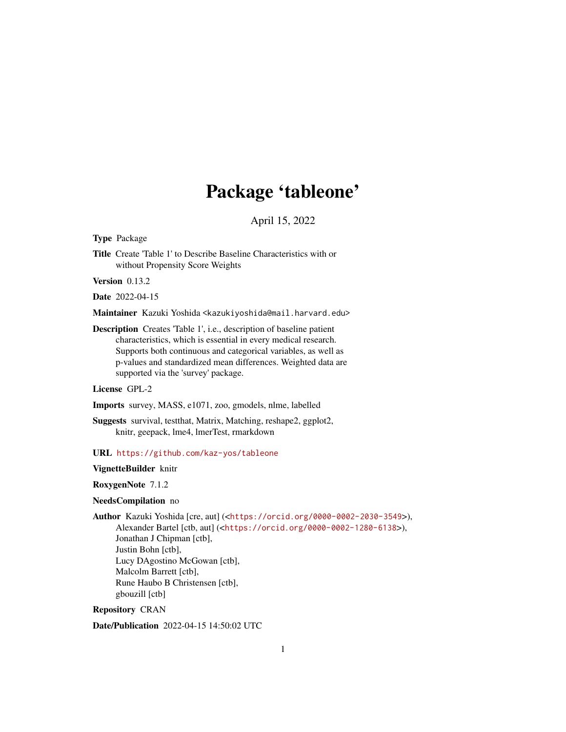# Package 'tableone'

April 15, 2022

**Type** Package

**Title** Create 'Table 1' to Describe Baseline Characteristics with or without Propensity Score Weights

**Version** 0.13.2

**Date** 2022-04-15

**Maintainer** Kazuki Yoshida <kazukiyoshida@mail.harvard.edu>

**Description** Creates 'Table 1', i.e., description of baseline patient characteristics, which is essential in every medical research. Supports both continuous and categorical variables, as well as p-values and standardized mean differences. Weighted data are supported via the 'survey' package.

**License** GPL-2

**Imports** survey, MASS, e1071, zoo, gmodels, nlme, labelled

**Suggests** survival, testthat, Matrix, Matching, reshape2, ggplot2, knitr, geepack, lme4, lmerTest, rmarkdown

**URL** https://github.com/kaz-yos/tableone

**VignetteBuilder** knitr

**RoxygenNote** 7.1.2

**NeedsCompilation** no

**Author** Kazuki Yoshida [cre, aut] (<https://orcid.org/0000-0002-2030-3549>), Alexander Bartel [ctb, aut] (<https://orcid.org/0000-0002-1280-6138>), Jonathan J Chipman [ctb], Justin Bohn [ctb], Lucy DAgostino McGowan [ctb], Malcolm Barrett [ctb], Rune Haubo B Christensen [ctb], gbouzill [ctb]

**Repository** CRAN

**Date/Publication** 2022-04-15 14:50:02 UTC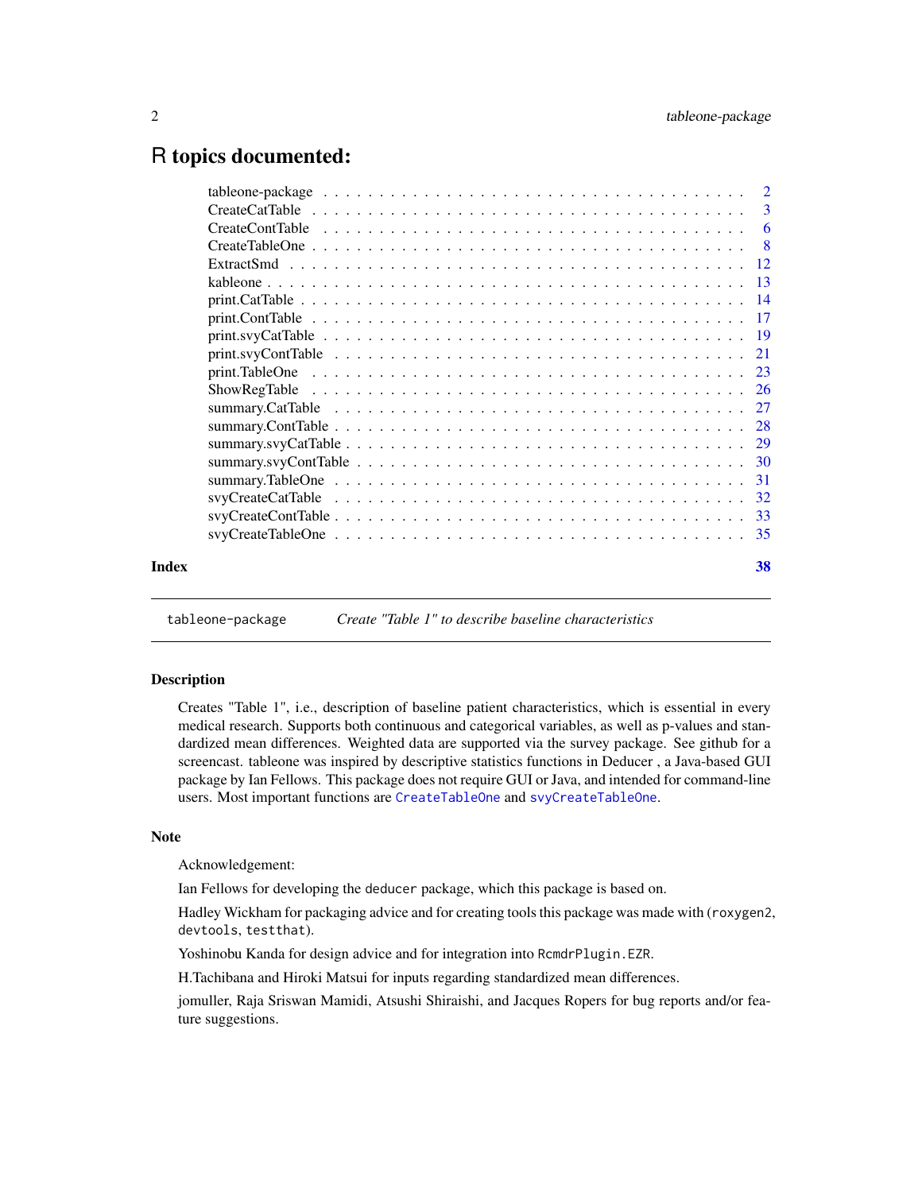# R topics documented:

| | |
|---|---|
| tableone-package | 2 |
| CreateCatTable | 3 |
| CreateContTable | 6 |
| CreateTableOne | 8 |
| ExtractSmd | 12 |
| kableone | 13 |
| print.CatTable | 14 |
| print.ContTable | 17 |
| print.svyCatTable | 19 |
| print.svyContTable | 21 |
| print.TableOne | 23 |
| ShowRegTable | 26 |
| summary.CatTable | 27 |
| summary.ContTable | 28 |
| summary.svyCatTable | 29 |
| summary.svyContTable | 30 |
| summary.TableOne | 31 |
| svyCreateCatTable | 32 |
| svyCreateContTable | 33 |
| svyCreateTableOne | 35 |

**Index** **38**

---

`tableone-package` *Create "Table 1" to describe baseline characteristics*

---

## Description

Creates "Table 1", i.e., description of baseline patient characteristics, which is essential in every medical research. Supports both continuous and categorical variables, as well as p-values and standardized mean differences. Weighted data are supported via the survey package. See github for a screencast. tableone was inspired by descriptive statistics functions in Deducer , a Java-based GUI package by Ian Fellows. This package does not require GUI or Java, and intended for command-line users. Most important functions are `CreateTableOne` and `svyCreateTableOne`.

## Note

Acknowledgement:

Ian Fellows for developing the `deducer` package, which this package is based on.

Hadley Wickham for packaging advice and for creating tools this package was made with (`roxygen2`, `devtools`, `testthat`).

Yoshinobu Kanda for design advice and for integration into `RcmdrPlugin.EZR`.

H.Tachibana and Hiroki Matsui for inputs regarding standardized mean differences.

jomuller, Raja Sriswan Mamidi, Atsushi Shiraishi, and Jacques Ropers for bug reports and/or feature suggestions.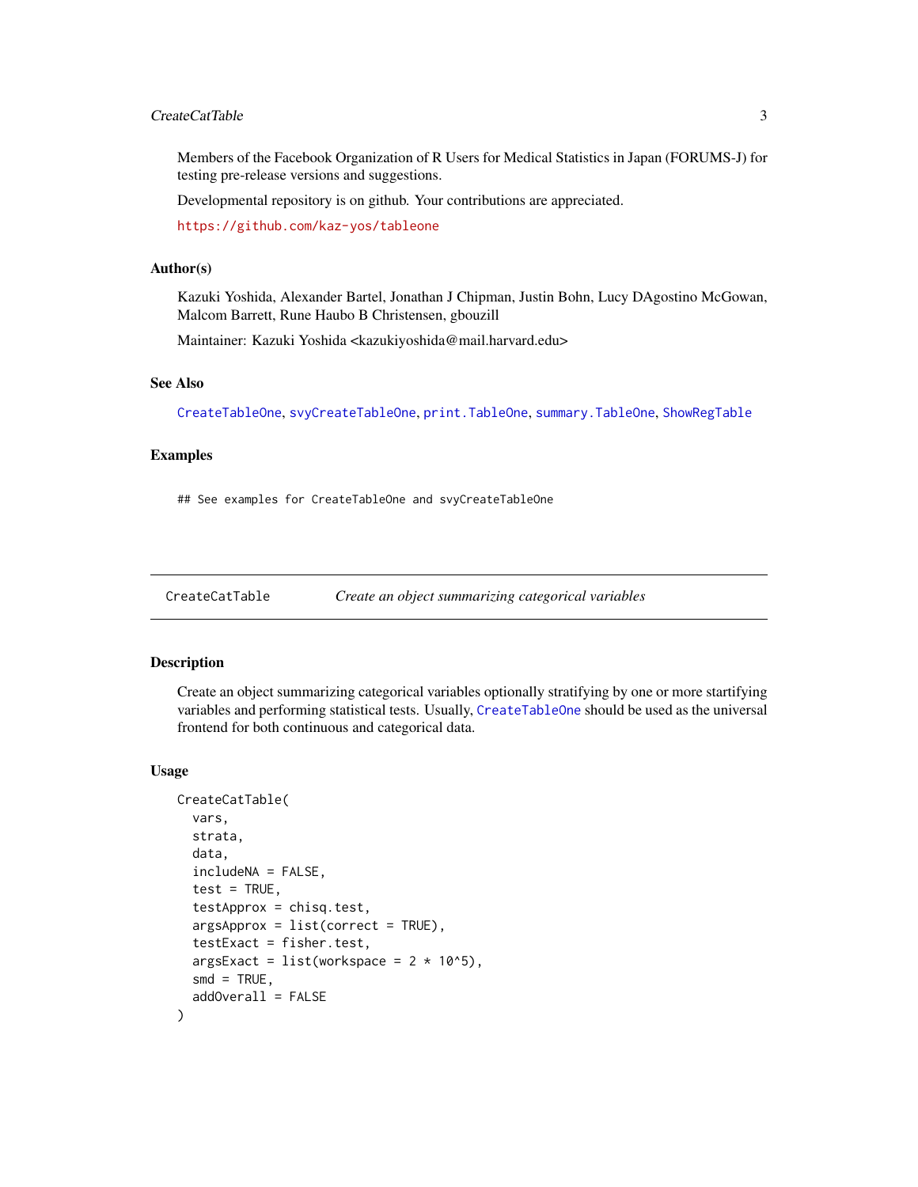Members of the Facebook Organization of R Users for Medical Statistics in Japan (FORUMS-J) for testing pre-release versions and suggestions.

Developmental repository is on github. Your contributions are appreciated.

https://github.com/kaz-yos/tableone

### Author(s)

Kazuki Yoshida, Alexander Bartel, Jonathan J Chipman, Justin Bohn, Lucy DAgostino McGowan, Malcom Barrett, Rune Haubo B Christensen, gbouzill

Maintainer: Kazuki Yoshida <kazukiyoshida@mail.harvard.edu>

### See Also

`CreateTableOne`, `svyCreateTableOne`, `print.TableOne`, `summary.TableOne`, `ShowRegTable`

### Examples

```
## See examples for CreateTableOne and svyCreateTableOne
```

---

## CreateCatTable *Create an object summarizing categorical variables*

---

### Description

Create an object summarizing categorical variables optionally stratifying by one or more startifying variables and performing statistical tests. Usually, `CreateTableOne` should be used as the universal frontend for both continuous and categorical data.

### Usage

```
CreateCatTable(
  vars,
  strata,
  data,
  includeNA = FALSE,
  test = TRUE,
  testApprox = chisq.test,
  argsApprox = list(correct = TRUE),
  testExact = fisher.test,
  argsExact = list(workspace = 2 * 10^5),
  smd = TRUE,
  addOverall = FALSE
)
```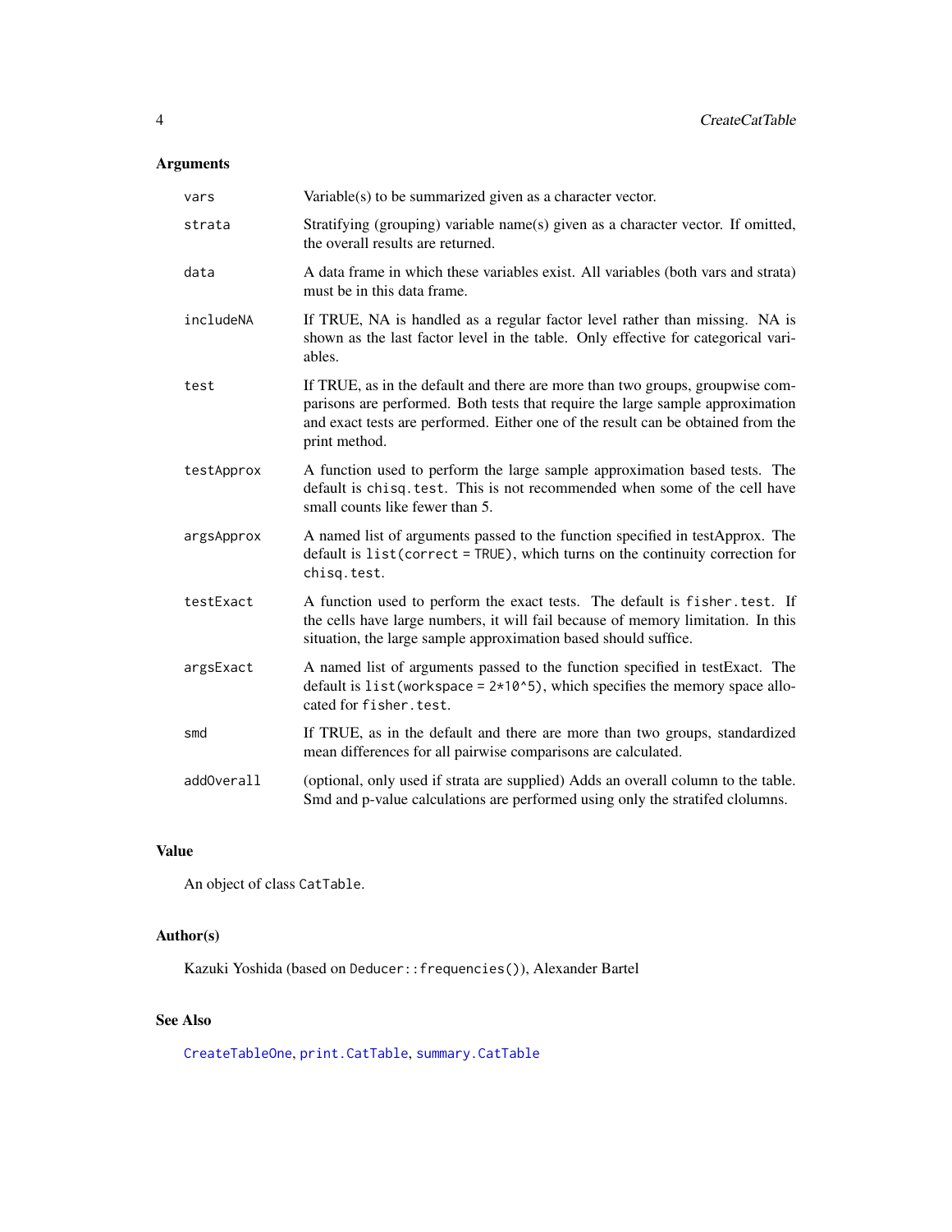### Arguments

| | |
|---|---|
| `vars` | Variable(s) to be summarized given as a character vector. |
| `strata` | Stratifying (grouping) variable name(s) given as a character vector. If omitted, the overall results are returned. |
| `data` | A data frame in which these variables exist. All variables (both vars and strata) must be in this data frame. |
| `includeNA` | If TRUE, NA is handled as a regular factor level rather than missing. NA is shown as the last factor level in the table. Only effective for categorical variables. |
| `test` | If TRUE, as in the default and there are more than two groups, groupwise comparisons are performed. Both tests that require the large sample approximation and exact tests are performed. Either one of the result can be obtained from the print method. |
| `testApprox` | A function used to perform the large sample approximation based tests. The default is `chisq.test`. This is not recommended when some of the cell have small counts like fewer than 5. |
| `argsApprox` | A named list of arguments passed to the function specified in testApprox. The default is `list(correct = TRUE)`, which turns on the continuity correction for `chisq.test`. |
| `testExact` | A function used to perform the exact tests. The default is `fisher.test`. If the cells have large numbers, it will fail because of memory limitation. In this situation, the large sample approximation based should suffice. |
| `argsExact` | A named list of arguments passed to the function specified in testExact. The default is `list(workspace = 2*10^5)`, which specifies the memory space allocated for `fisher.test`. |
| `smd` | If TRUE, as in the default and there are more than two groups, standardized mean differences for all pairwise comparisons are calculated. |
| `addOverall` | (optional, only used if strata are supplied) Adds an overall column to the table. Smd and p-value calculations are performed using only the stratifed clolumns. |

### Value

An object of class `CatTable`.

### Author(s)

Kazuki Yoshida (based on `Deducer::frequencies()`), Alexander Bartel

### See Also

`CreateTableOne`, `print.CatTable`, `summary.CatTable`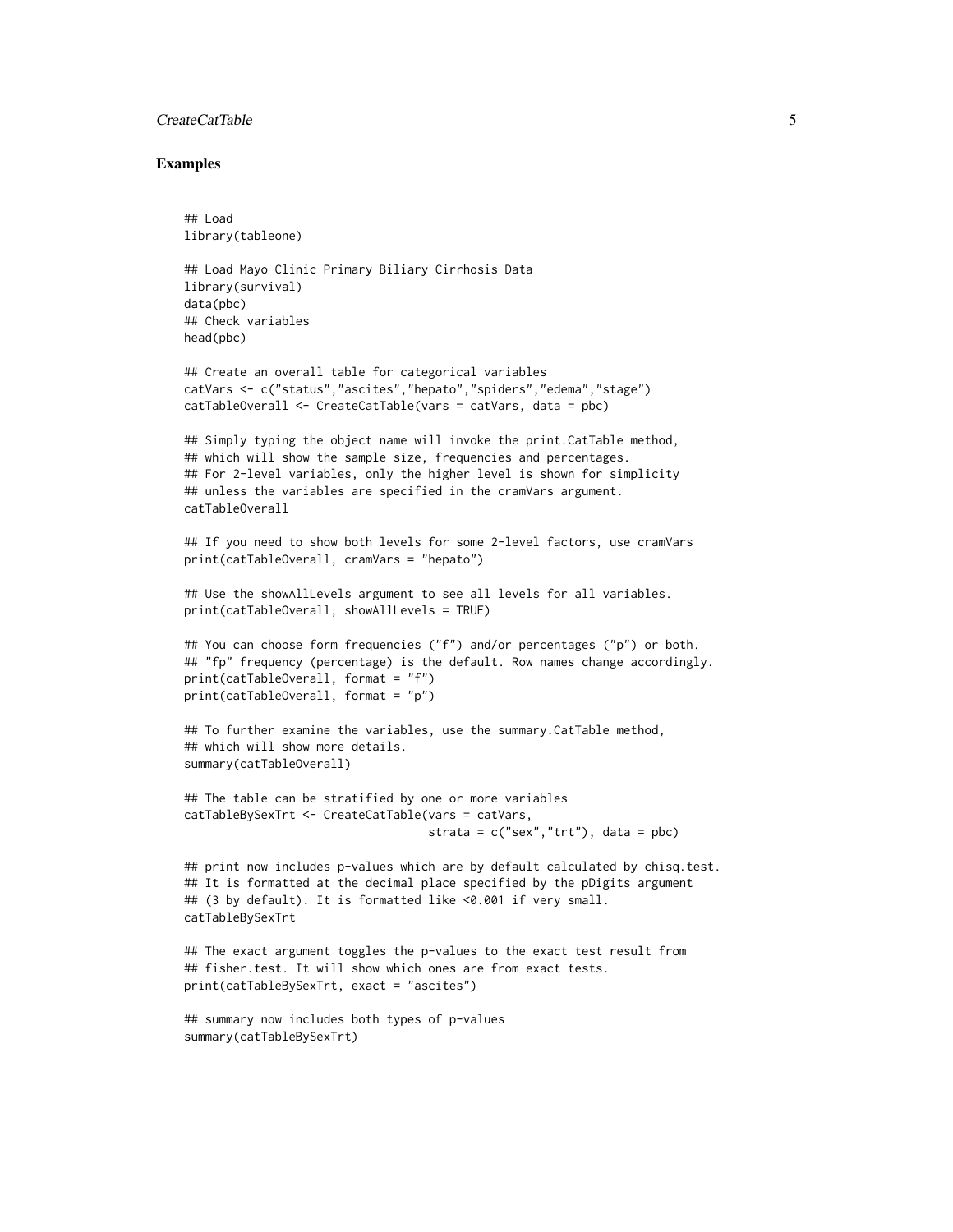## Examples

```
## Load
library(tableone)

## Load Mayo Clinic Primary Biliary Cirrhosis Data
library(survival)
data(pbc)
## Check variables
head(pbc)

## Create an overall table for categorical variables
catVars <- c("status","ascites","hepato","spiders","edema","stage")
catTableOverall <- CreateCatTable(vars = catVars, data = pbc)

## Simply typing the object name will invoke the print.CatTable method,
## which will show the sample size, frequencies and percentages.
## For 2-level variables, only the higher level is shown for simplicity
## unless the variables are specified in the cramVars argument.
catTableOverall

## If you need to show both levels for some 2-level factors, use cramVars
print(catTableOverall, cramVars = "hepato")

## Use the showAllLevels argument to see all levels for all variables.
print(catTableOverall, showAllLevels = TRUE)

## You can choose form frequencies ("f") and/or percentages ("p") or both.
## "fp" frequency (percentage) is the default. Row names change accordingly.
print(catTableOverall, format = "f")
print(catTableOverall, format = "p")

## To further examine the variables, use the summary.CatTable method,
## which will show more details.
summary(catTableOverall)

## The table can be stratified by one or more variables
catTableBySexTrt <- CreateCatTable(vars = catVars,
                                   strata = c("sex","trt"), data = pbc)

## print now includes p-values which are by default calculated by chisq.test.
## It is formatted at the decimal place specified by the pDigits argument
## (3 by default). It is formatted like <0.001 if very small.
catTableBySexTrt

## The exact argument toggles the p-values to the exact test result from
## fisher.test. It will show which ones are from exact tests.
print(catTableBySexTrt, exact = "ascites")

## summary now includes both types of p-values
summary(catTableBySexTrt)
```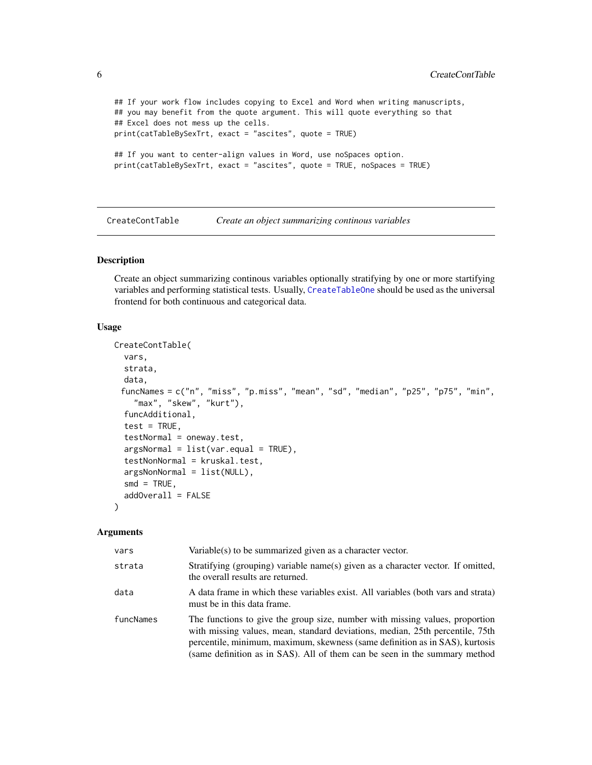```
## If your work flow includes copying to Excel and Word when writing manuscripts,
## you may benefit from the quote argument. This will quote everything so that
## Excel does not mess up the cells.
print(catTableBySexTrt, exact = "ascites", quote = TRUE)

## If you want to center-align values in Word, use noSpaces option.
print(catTableBySexTrt, exact = "ascites", quote = TRUE, noSpaces = TRUE)
```

---

## CreateContTable — *Create an object summarizing continous variables*

---

### Description

Create an object summarizing continous variables optionally stratifying by one or more startifying variables and performing statistical tests. Usually, `CreateTableOne` should be used as the universal frontend for both continuous and categorical data.

### Usage

```
CreateContTable(
  vars,
  strata,
  data,
  funcNames = c("n", "miss", "p.miss", "mean", "sd", "median", "p25", "p75", "min",
    "max", "skew", "kurt"),
  funcAdditional,
  test = TRUE,
  testNormal = oneway.test,
  argsNormal = list(var.equal = TRUE),
  testNonNormal = kruskal.test,
  argsNonNormal = list(NULL),
  smd = TRUE,
  addOverall = FALSE
)
```

### Arguments

| | |
|---|---|
| `vars` | Variable(s) to be summarized given as a character vector. |
| `strata` | Stratifying (grouping) variable name(s) given as a character vector. If omitted, the overall results are returned. |
| `data` | A data frame in which these variables exist. All variables (both vars and strata) must be in this data frame. |
| `funcNames` | The functions to give the group size, number with missing values, proportion with missing values, mean, standard deviations, median, 25th percentile, 75th percentile, minimum, maximum, skewness (same definition as in SAS), kurtosis (same definition as in SAS). All of them can be seen in the summary method |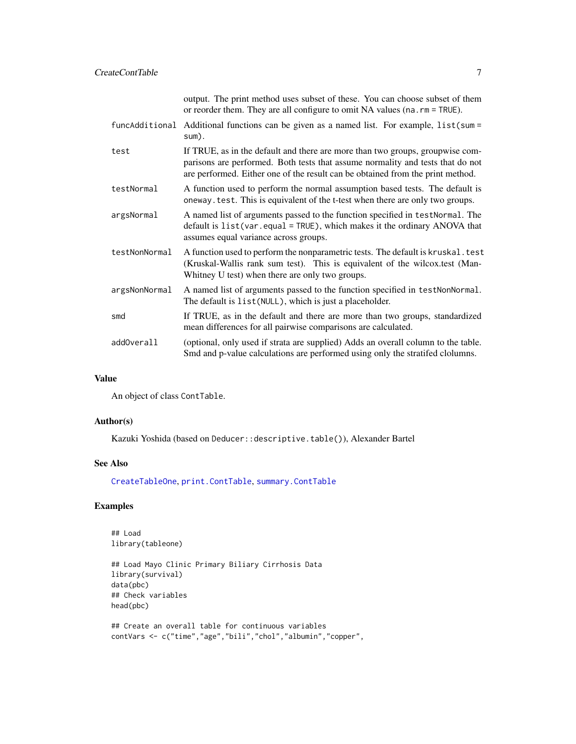|  |  |
| --- | --- |
|  | output. The print method uses subset of these. You can choose subset of them or reorder them. They are all configure to omit NA values (`na.rm = TRUE`). |
| funcAdditional | Additional functions can be given as a named list. For example, `list(sum = sum)`. |
| test | If TRUE, as in the default and there are more than two groups, groupwise comparisons are performed. Both tests that assume normality and tests that do not are performed. Either one of the result can be obtained from the print method. |
| testNormal | A function used to perform the normal assumption based tests. The default is `oneway.test`. This is equivalent of the t-test when there are only two groups. |
| argsNormal | A named list of arguments passed to the function specified in `testNormal`. The default is `list(var.equal = TRUE)`, which makes it the ordinary ANOVA that assumes equal variance across groups. |
| testNonNormal | A function used to perform the nonparametric tests. The default is `kruskal.test` (Kruskal-Wallis rank sum test). This is equivalent of the wilcox.test (Man-Whitney U test) when there are only two groups. |
| argsNonNormal | A named list of arguments passed to the function specified in `testNonNormal`. The default is `list(NULL)`, which is just a placeholder. |
| smd | If TRUE, as in the default and there are more than two groups, standardized mean differences for all pairwise comparisons are calculated. |
| addOverall | (optional, only used if strata are supplied) Adds an overall column to the table. Smd and p-value calculations are performed using only the stratifed clolumns. |

## Value

An object of class `ContTable`.

## Author(s)

Kazuki Yoshida (based on `Deducer::descriptive.table()`), Alexander Bartel

## See Also

`CreateTableOne`, `print.ContTable`, `summary.ContTable`

## Examples

```
## Load
library(tableone)

## Load Mayo Clinic Primary Biliary Cirrhosis Data
library(survival)
data(pbc)
## Check variables
head(pbc)

## Create an overall table for continuous variables
contVars <- c("time","age","bili","chol","albumin","copper",
```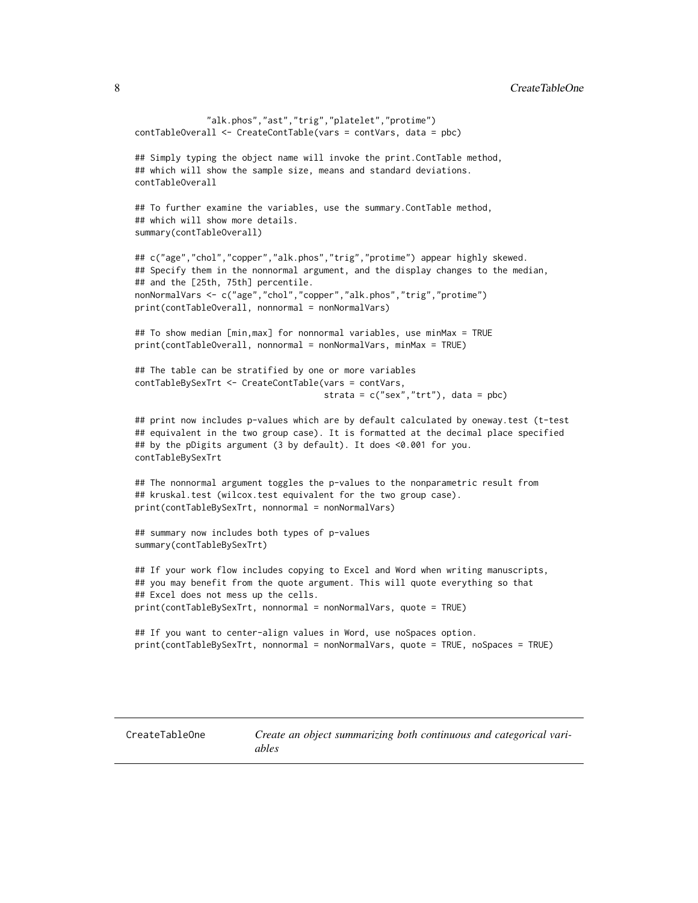```
              "alk.phos","ast","trig","platelet","protime")
contTableOverall <- CreateContTable(vars = contVars, data = pbc)

## Simply typing the object name will invoke the print.ContTable method,
## which will show the sample size, means and standard deviations.
contTableOverall

## To further examine the variables, use the summary.ContTable method,
## which will show more details.
summary(contTableOverall)

## c("age","chol","copper","alk.phos","trig","protime") appear highly skewed.
## Specify them in the nonnormal argument, and the display changes to the median,
## and the [25th, 75th] percentile.
nonNormalVars <- c("age","chol","copper","alk.phos","trig","protime")
print(contTableOverall, nonnormal = nonNormalVars)

## To show median [min,max] for nonnormal variables, use minMax = TRUE
print(contTableOverall, nonnormal = nonNormalVars, minMax = TRUE)

## The table can be stratified by one or more variables
contTableBySexTrt <- CreateContTable(vars = contVars,
                                     strata = c("sex","trt"), data = pbc)

## print now includes p-values which are by default calculated by oneway.test (t-test
## equivalent in the two group case). It is formatted at the decimal place specified
## by the pDigits argument (3 by default). It does <0.001 for you.
contTableBySexTrt

## The nonnormal argument toggles the p-values to the nonparametric result from
## kruskal.test (wilcox.test equivalent for the two group case).
print(contTableBySexTrt, nonnormal = nonNormalVars)

## summary now includes both types of p-values
summary(contTableBySexTrt)

## If your work flow includes copying to Excel and Word when writing manuscripts,
## you may benefit from the quote argument. This will quote everything so that
## Excel does not mess up the cells.
print(contTableBySexTrt, nonnormal = nonNormalVars, quote = TRUE)

## If you want to center-align values in Word, use noSpaces option.
print(contTableBySexTrt, nonnormal = nonNormalVars, quote = TRUE, noSpaces = TRUE)
```

---

## CreateTableOne — *Create an object summarizing both continuous and categorical variables*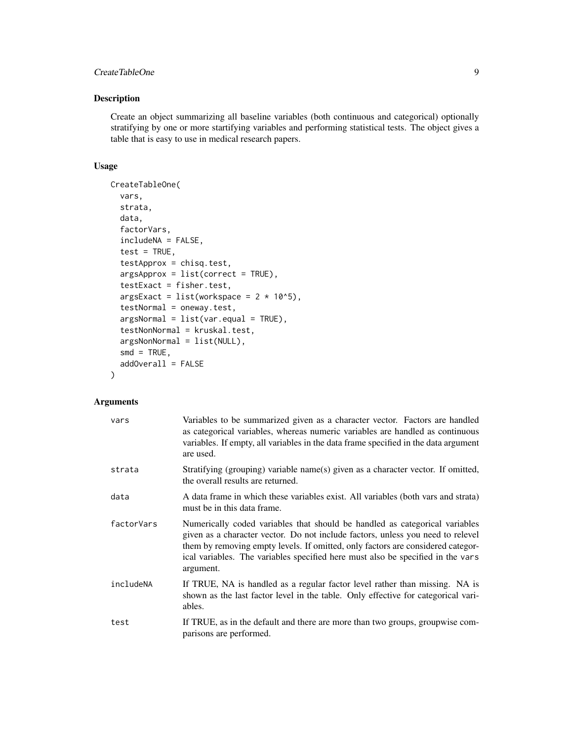## Description

Create an object summarizing all baseline variables (both continuous and categorical) optionally stratifying by one or more startifying variables and performing statistical tests. The object gives a table that is easy to use in medical research papers.

## Usage

```
CreateTableOne(
  vars,
  strata,
  data,
  factorVars,
  includeNA = FALSE,
  test = TRUE,
  testApprox = chisq.test,
  argsApprox = list(correct = TRUE),
  testExact = fisher.test,
  argsExact = list(workspace = 2 * 10^5),
  testNormal = oneway.test,
  argsNormal = list(var.equal = TRUE),
  testNonNormal = kruskal.test,
  argsNonNormal = list(NULL),
  smd = TRUE,
  addOverall = FALSE
)
```

## Arguments

| | |
|---|---|
| `vars` | Variables to be summarized given as a character vector. Factors are handled as categorical variables, whereas numeric variables are handled as continuous variables. If empty, all variables in the data frame specified in the data argument are used. |
| `strata` | Stratifying (grouping) variable name(s) given as a character vector. If omitted, the overall results are returned. |
| `data` | A data frame in which these variables exist. All variables (both vars and strata) must be in this data frame. |
| `factorVars` | Numerically coded variables that should be handled as categorical variables given as a character vector. Do not include factors, unless you need to relevel them by removing empty levels. If omitted, only factors are considered categorical variables. The variables specified here must also be specified in the `vars` argument. |
| `includeNA` | If TRUE, NA is handled as a regular factor level rather than missing. NA is shown as the last factor level in the table. Only effective for categorical variables. |
| `test` | If TRUE, as in the default and there are more than two groups, groupwise comparisons are performed. |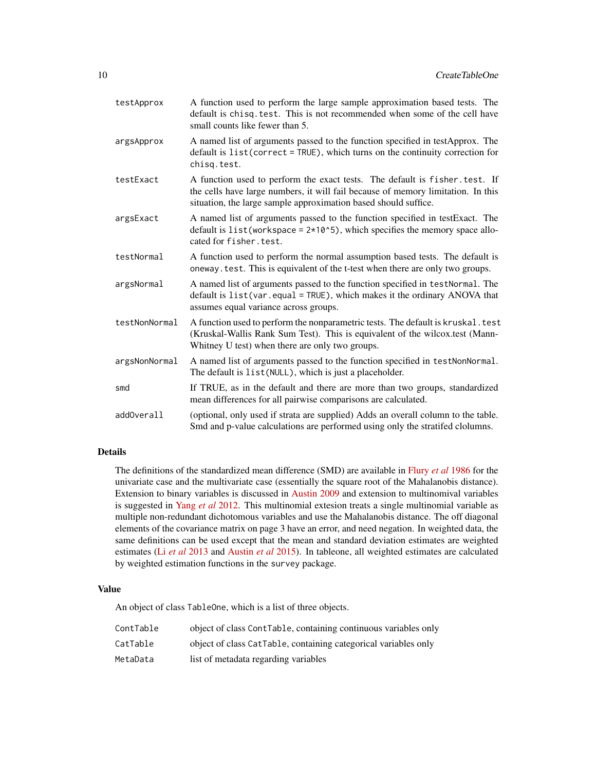| | |
|---|---|
| `testApprox` | A function used to perform the large sample approximation based tests. The default is `chisq.test`. This is not recommended when some of the cell have small counts like fewer than 5. |
| `argsApprox` | A named list of arguments passed to the function specified in testApprox. The default is `list(correct = TRUE)`, which turns on the continuity correction for `chisq.test`. |
| `testExact` | A function used to perform the exact tests. The default is `fisher.test`. If the cells have large numbers, it will fail because of memory limitation. In this situation, the large sample approximation based should suffice. |
| `argsExact` | A named list of arguments passed to the function specified in testExact. The default is `list(workspace = 2*10^5)`, which specifies the memory space allocated for `fisher.test`. |
| `testNormal` | A function used to perform the normal assumption based tests. The default is `oneway.test`. This is equivalent of the t-test when there are only two groups. |
| `argsNormal` | A named list of arguments passed to the function specified in `testNormal`. The default is `list(var.equal = TRUE)`, which makes it the ordinary ANOVA that assumes equal variance across groups. |
| `testNonNormal` | A function used to perform the nonparametric tests. The default is `kruskal.test` (Kruskal-Wallis Rank Sum Test). This is equivalent of the wilcox.test (Mann-Whitney U test) when there are only two groups. |
| `argsNonNormal` | A named list of arguments passed to the function specified in `testNonNormal`. The default is `list(NULL)`, which is just a placeholder. |
| `smd` | If TRUE, as in the default and there are more than two groups, standardized mean differences for all pairwise comparisons are calculated. |
| `addOverall` | (optional, only used if strata are supplied) Adds an overall column to the table. Smd and p-value calculations are performed using only the stratifed clolumns. |

### Details

The definitions of the standardized mean difference (SMD) are available in Flury *et al* 1986 for the univariate case and the multivariate case (essentially the square root of the Mahalanobis distance). Extension to binary variables is discussed in Austin 2009 and extension to multinomival variables is suggested in Yang *et al* 2012. This multinomial extesion treats a single multinomial variable as multiple non-redundant dichotomous variables and use the Mahalanobis distance. The off diagonal elements of the covariance matrix on page 3 have an error, and need negation. In weighted data, the same definitions can be used except that the mean and standard deviation estimates are weighted estimates (Li *et al* 2013 and Austin *et al* 2015). In tableone, all weighted estimates are calculated by weighted estimation functions in the `survey` package.

### Value

An object of class `TableOne`, which is a list of three objects.

| | |
|---|---|
| `ContTable` | object of class `ContTable`, containing continuous variables only |
| `CatTable` | object of class `CatTable`, containing categorical variables only |
| `MetaData` | list of metadata regarding variables |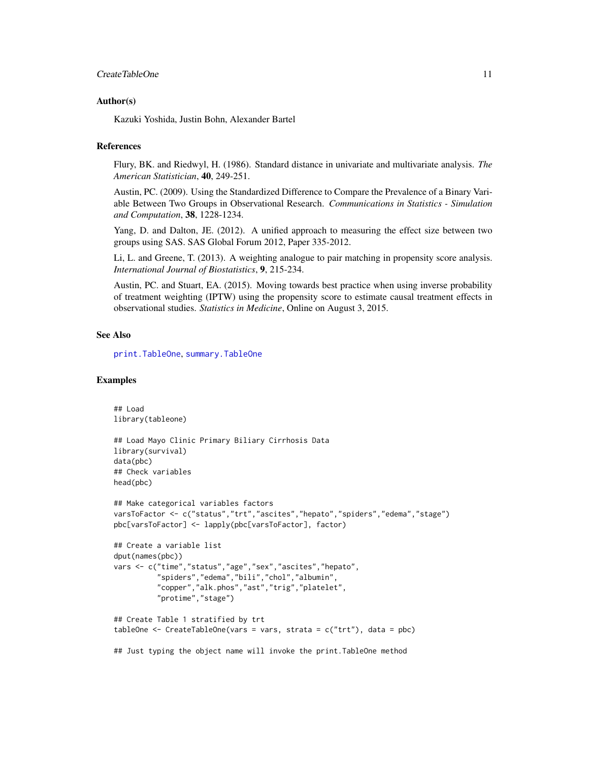### Author(s)

Kazuki Yoshida, Justin Bohn, Alexander Bartel

### References

Flury, BK. and Riedwyl, H. (1986). Standard distance in univariate and multivariate analysis. *The American Statistician*, **40**, 249-251.

Austin, PC. (2009). Using the Standardized Difference to Compare the Prevalence of a Binary Variable Between Two Groups in Observational Research. *Communications in Statistics - Simulation and Computation*, **38**, 1228-1234.

Yang, D. and Dalton, JE. (2012). A unified approach to measuring the effect size between two groups using SAS. SAS Global Forum 2012, Paper 335-2012.

Li, L. and Greene, T. (2013). A weighting analogue to pair matching in propensity score analysis. *International Journal of Biostatistics*, **9**, 215-234.

Austin, PC. and Stuart, EA. (2015). Moving towards best practice when using inverse probability of treatment weighting (IPTW) using the propensity score to estimate causal treatment effects in observational studies. *Statistics in Medicine*, Online on August 3, 2015.

### See Also

print.TableOne, summary.TableOne

### Examples

```
## Load
library(tableone)

## Load Mayo Clinic Primary Biliary Cirrhosis Data
library(survival)
data(pbc)
## Check variables
head(pbc)

## Make categorical variables factors
varsToFactor <- c("status","trt","ascites","hepato","spiders","edema","stage")
pbc[varsToFactor] <- lapply(pbc[varsToFactor], factor)

## Create a variable list
dput(names(pbc))
vars <- c("time","status","age","sex","ascites","hepato",
          "spiders","edema","bili","chol","albumin",
          "copper","alk.phos","ast","trig","platelet",
          "protime","stage")

## Create Table 1 stratified by trt
tableOne <- CreateTableOne(vars = vars, strata = c("trt"), data = pbc)

## Just typing the object name will invoke the print.TableOne method
```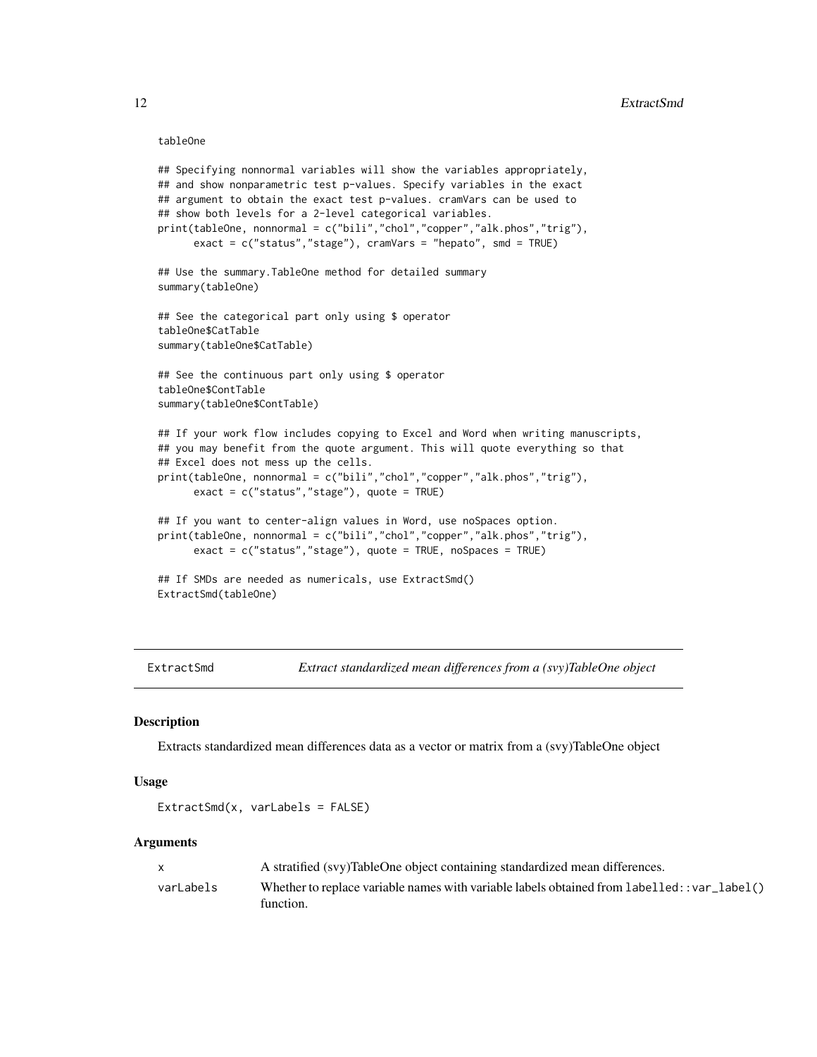```
tableOne

## Specifying nonnormal variables will show the variables appropriately,
## and show nonparametric test p-values. Specify variables in the exact
## argument to obtain the exact test p-values. cramVars can be used to
## show both levels for a 2-level categorical variables.
print(tableOne, nonnormal = c("bili","chol","copper","alk.phos","trig"),
      exact = c("status","stage"), cramVars = "hepato", smd = TRUE)

## Use the summary.TableOne method for detailed summary
summary(tableOne)

## See the categorical part only using $ operator
tableOne$CatTable
summary(tableOne$CatTable)

## See the continuous part only using $ operator
tableOne$ContTable
summary(tableOne$ContTable)

## If your work flow includes copying to Excel and Word when writing manuscripts,
## you may benefit from the quote argument. This will quote everything so that
## Excel does not mess up the cells.
print(tableOne, nonnormal = c("bili","chol","copper","alk.phos","trig"),
      exact = c("status","stage"), quote = TRUE)

## If you want to center-align values in Word, use noSpaces option.
print(tableOne, nonnormal = c("bili","chol","copper","alk.phos","trig"),
      exact = c("status","stage"), quote = TRUE, noSpaces = TRUE)

## If SMDs are needed as numericals, use ExtractSmd()
ExtractSmd(tableOne)
```

---

## ExtractSmd — *Extract standardized mean differences from a (svy)TableOne object*

### Description

Extracts standardized mean differences data as a vector or matrix from a (svy)TableOne object

### Usage

```
ExtractSmd(x, varLabels = FALSE)
```

### Arguments

| | |
|---|---|
| `x` | A stratified (svy)TableOne object containing standardized mean differences. |
| `varLabels` | Whether to replace variable names with variable labels obtained from `labelled::var_label()` function. |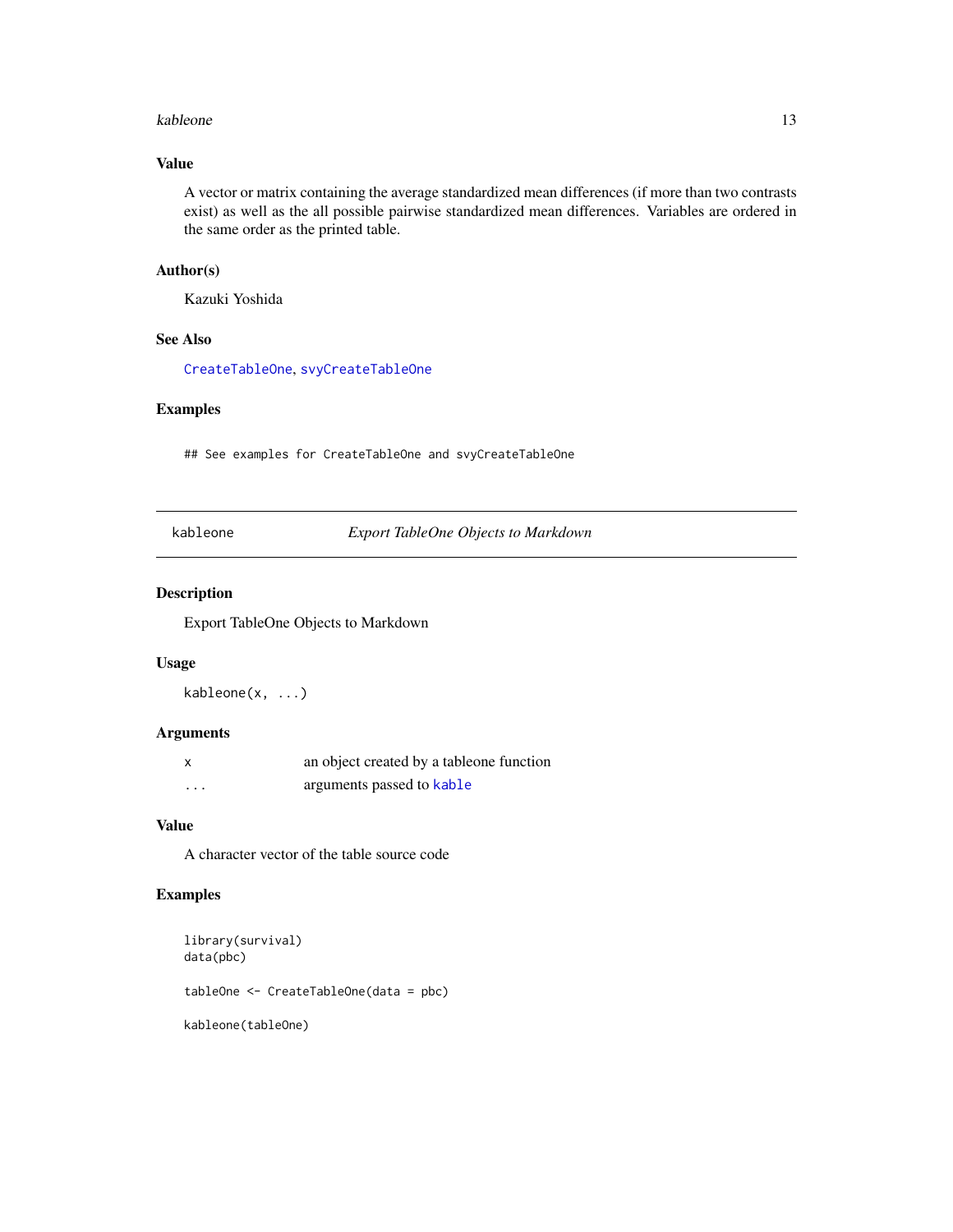## Value

A vector or matrix containing the average standardized mean differences (if more than two contrasts exist) as well as the all possible pairwise standardized mean differences. Variables are ordered in the same order as the printed table.

## Author(s)

Kazuki Yoshida

## See Also

`CreateTableOne`, `svyCreateTableOne`

## Examples

```
## See examples for CreateTableOne and svyCreateTableOne
```

---

# kableone — *Export TableOne Objects to Markdown*

---

## Description

Export TableOne Objects to Markdown

## Usage

```
kableone(x, ...)
```

## Arguments

| | |
|---|---|
| `x` | an object created by a tableone function |
| `...` | arguments passed to `kable` |

## Value

A character vector of the table source code

## Examples

```
library(survival)
data(pbc)

tableOne <- CreateTableOne(data = pbc)

kableone(tableOne)
```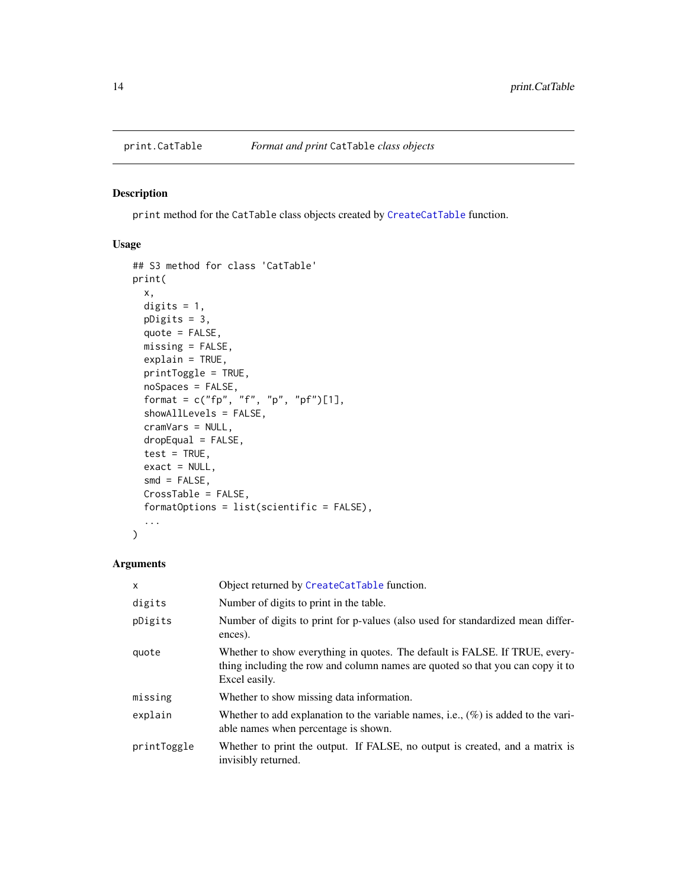## print.CatTable *Format and print* CatTable *class objects*

### Description

print method for the CatTable class objects created by CreateCatTable function.

### Usage

```
## S3 method for class 'CatTable'
print(
  x,
  digits = 1,
  pDigits = 3,
  quote = FALSE,
  missing = FALSE,
  explain = TRUE,
  printToggle = TRUE,
  noSpaces = FALSE,
  format = c("fp", "f", "p", "pf")[1],
  showAllLevels = FALSE,
  cramVars = NULL,
  dropEqual = FALSE,
  test = TRUE,
  exact = NULL,
  smd = FALSE,
  CrossTable = FALSE,
  formatOptions = list(scientific = FALSE),
  ...
)
```

### Arguments

| | |
|---|---|
| x | Object returned by CreateCatTable function. |
| digits | Number of digits to print in the table. |
| pDigits | Number of digits to print for p-values (also used for standardized mean differences). |
| quote | Whether to show everything in quotes. The default is FALSE. If TRUE, everything including the row and column names are quoted so that you can copy it to Excel easily. |
| missing | Whether to show missing data information. |
| explain | Whether to add explanation to the variable names, i.e., (%) is added to the variable names when percentage is shown. |
| printToggle | Whether to print the output. If FALSE, no output is created, and a matrix is invisibly returned. |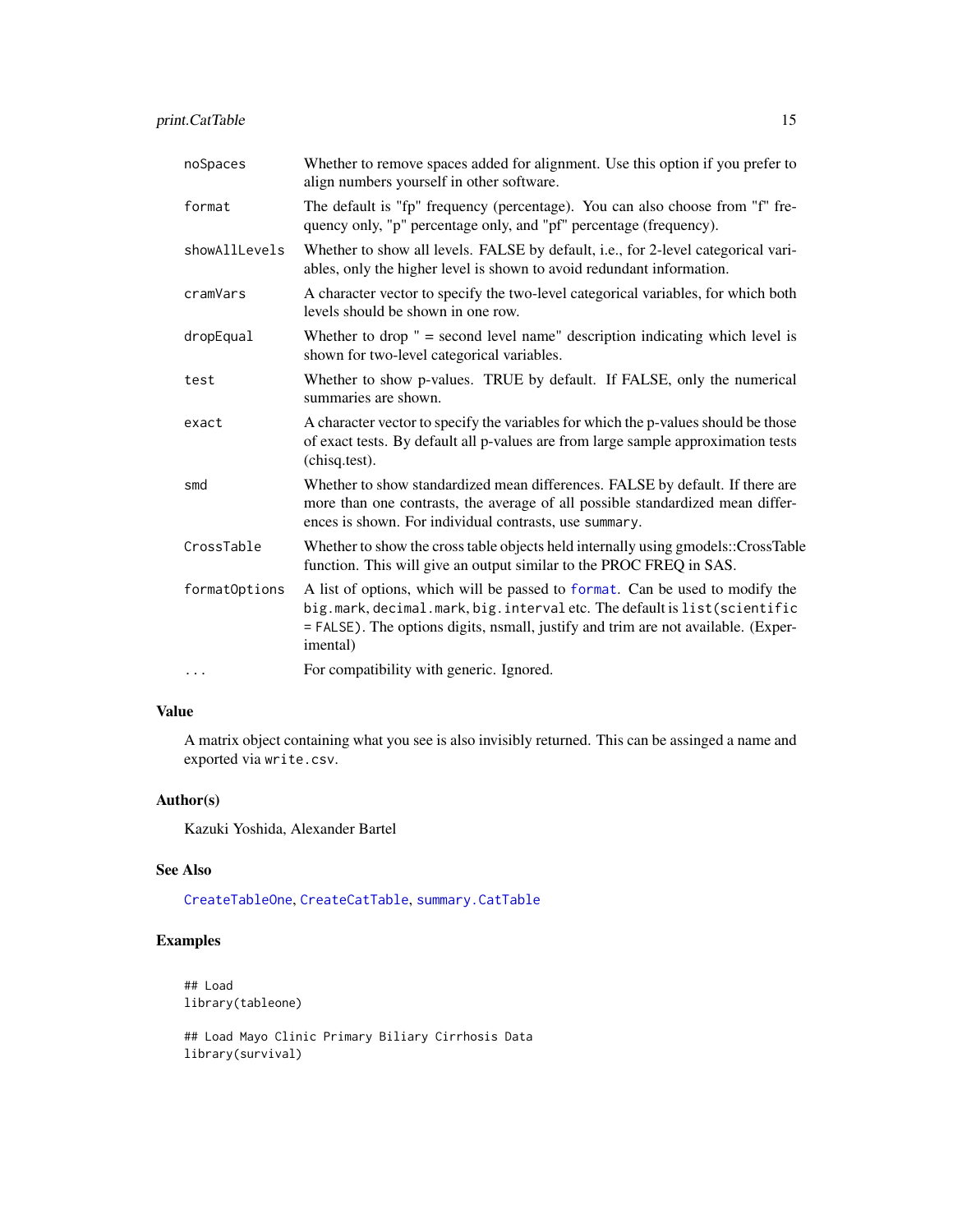| | |
|---|---|
| `noSpaces` | Whether to remove spaces added for alignment. Use this option if you prefer to align numbers yourself in other software. |
| `format` | The default is "fp" frequency (percentage). You can also choose from "f" frequency only, "p" percentage only, and "pf" percentage (frequency). |
| `showAllLevels` | Whether to show all levels. FALSE by default, i.e., for 2-level categorical variables, only the higher level is shown to avoid redundant information. |
| `cramVars` | A character vector to specify the two-level categorical variables, for which both levels should be shown in one row. |
| `dropEqual` | Whether to drop " = second level name" description indicating which level is shown for two-level categorical variables. |
| `test` | Whether to show p-values. TRUE by default. If FALSE, only the numerical summaries are shown. |
| `exact` | A character vector to specify the variables for which the p-values should be those of exact tests. By default all p-values are from large sample approximation tests (chisq.test). |
| `smd` | Whether to show standardized mean differences. FALSE by default. If there are more than one contrasts, the average of all possible standardized mean differences is shown. For individual contrasts, use `summary`. |
| `CrossTable` | Whether to show the cross table objects held internally using gmodels::CrossTable function. This will give an output similar to the PROC FREQ in SAS. |
| `formatOptions` | A list of options, which will be passed to `format`. Can be used to modify the `big.mark`, `decimal.mark`, `big.interval` etc. The default is `list(scientific = FALSE)`. The options digits, nsmall, justify and trim are not available. (Experimental) |
| `...` | For compatibility with generic. Ignored. |

## Value

A matrix object containing what you see is also invisibly returned. This can be assinged a name and exported via `write.csv`.

## Author(s)

Kazuki Yoshida, Alexander Bartel

## See Also

`CreateTableOne`, `CreateCatTable`, `summary.CatTable`

## Examples

```
## Load
library(tableone)

## Load Mayo Clinic Primary Biliary Cirrhosis Data
library(survival)
```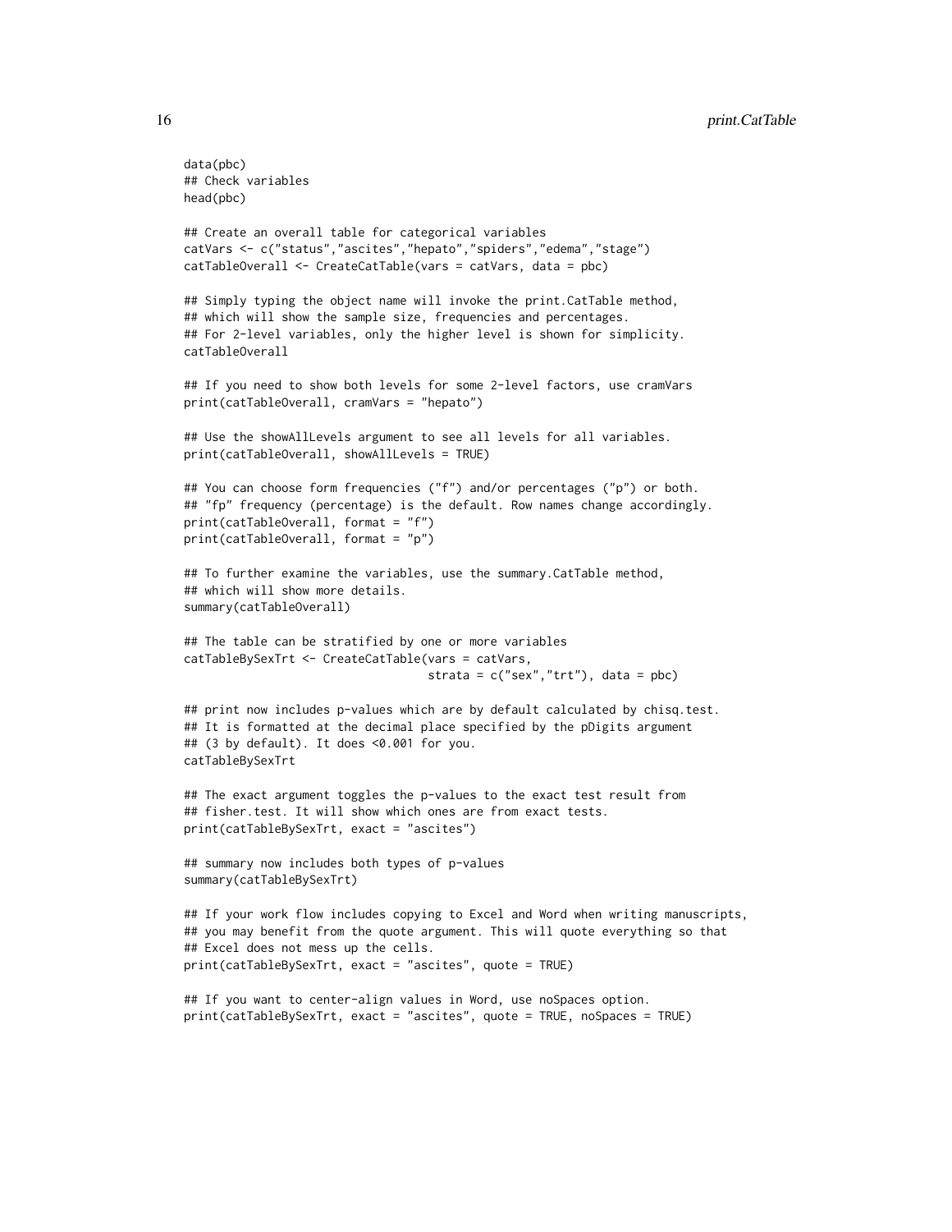```
data(pbc)
## Check variables
head(pbc)

## Create an overall table for categorical variables
catVars <- c("status","ascites","hepato","spiders","edema","stage")
catTableOverall <- CreateCatTable(vars = catVars, data = pbc)

## Simply typing the object name will invoke the print.CatTable method,
## which will show the sample size, frequencies and percentages.
## For 2-level variables, only the higher level is shown for simplicity.
catTableOverall

## If you need to show both levels for some 2-level factors, use cramVars
print(catTableOverall, cramVars = "hepato")

## Use the showAllLevels argument to see all levels for all variables.
print(catTableOverall, showAllLevels = TRUE)

## You can choose form frequencies ("f") and/or percentages ("p") or both.
## "fp" frequency (percentage) is the default. Row names change accordingly.
print(catTableOverall, format = "f")
print(catTableOverall, format = "p")

## To further examine the variables, use the summary.CatTable method,
## which will show more details.
summary(catTableOverall)

## The table can be stratified by one or more variables
catTableBySexTrt <- CreateCatTable(vars = catVars,
                                   strata = c("sex","trt"), data = pbc)

## print now includes p-values which are by default calculated by chisq.test.
## It is formatted at the decimal place specified by the pDigits argument
## (3 by default). It does <0.001 for you.
catTableBySexTrt

## The exact argument toggles the p-values to the exact test result from
## fisher.test. It will show which ones are from exact tests.
print(catTableBySexTrt, exact = "ascites")

## summary now includes both types of p-values
summary(catTableBySexTrt)

## If your work flow includes copying to Excel and Word when writing manuscripts,
## you may benefit from the quote argument. This will quote everything so that
## Excel does not mess up the cells.
print(catTableBySexTrt, exact = "ascites", quote = TRUE)

## If you want to center-align values in Word, use noSpaces option.
print(catTableBySexTrt, exact = "ascites", quote = TRUE, noSpaces = TRUE)
```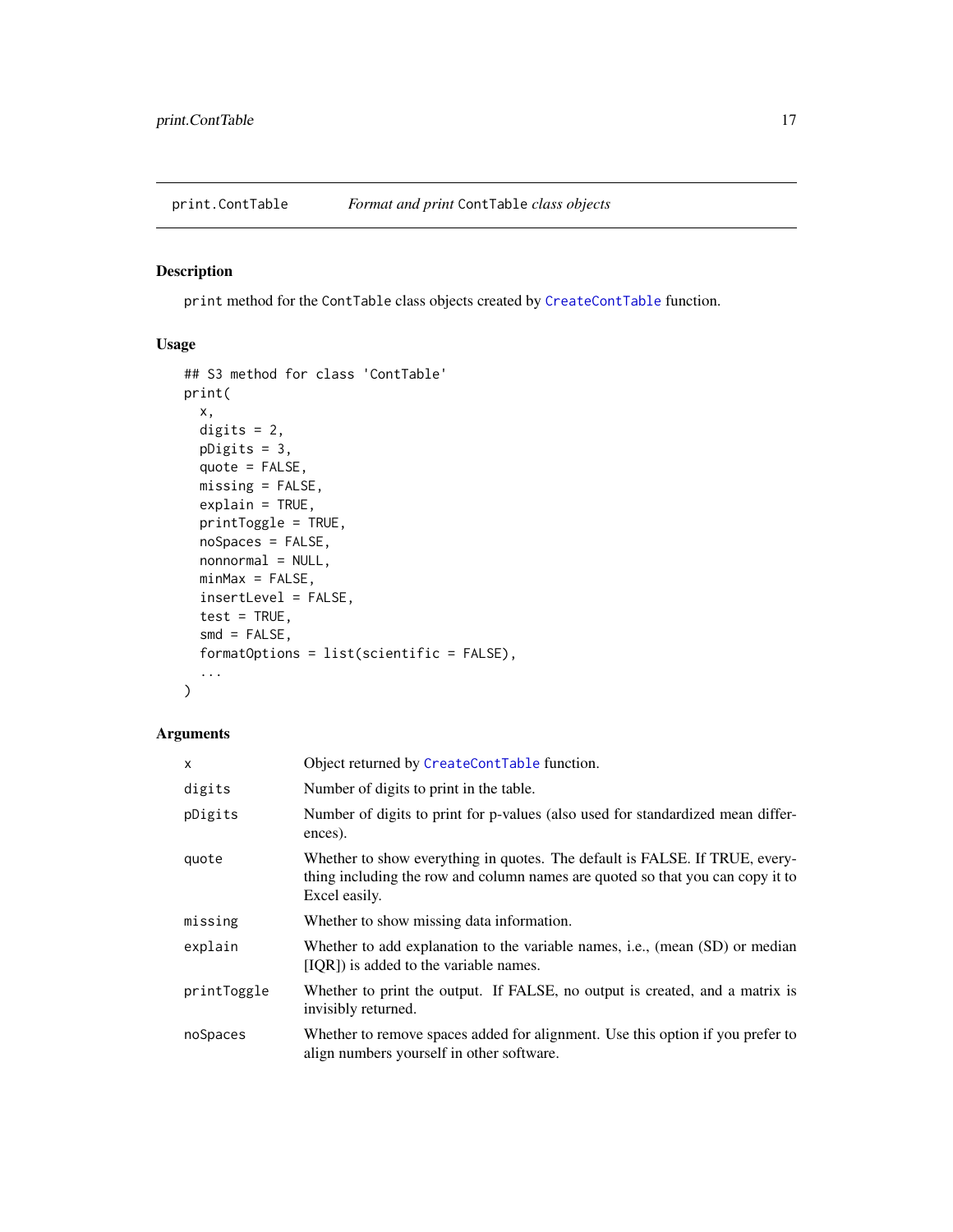## print.ContTable *Format and print* `ContTable` *class objects*

### Description

`print` method for the `ContTable` class objects created by `CreateContTable` function.

### Usage

```
## S3 method for class 'ContTable'
print(
  x,
  digits = 2,
  pDigits = 3,
  quote = FALSE,
  missing = FALSE,
  explain = TRUE,
  printToggle = TRUE,
  noSpaces = FALSE,
  nonnormal = NULL,
  minMax = FALSE,
  insertLevel = FALSE,
  test = TRUE,
  smd = FALSE,
  formatOptions = list(scientific = FALSE),
  ...
)
```

### Arguments

| | |
|---|---|
| `x` | Object returned by `CreateContTable` function. |
| `digits` | Number of digits to print in the table. |
| `pDigits` | Number of digits to print for p-values (also used for standardized mean differences). |
| `quote` | Whether to show everything in quotes. The default is FALSE. If TRUE, everything including the row and column names are quoted so that you can copy it to Excel easily. |
| `missing` | Whether to show missing data information. |
| `explain` | Whether to add explanation to the variable names, i.e., (mean (SD) or median [IQR]) is added to the variable names. |
| `printToggle` | Whether to print the output. If FALSE, no output is created, and a matrix is invisibly returned. |
| `noSpaces` | Whether to remove spaces added for alignment. Use this option if you prefer to align numbers yourself in other software. |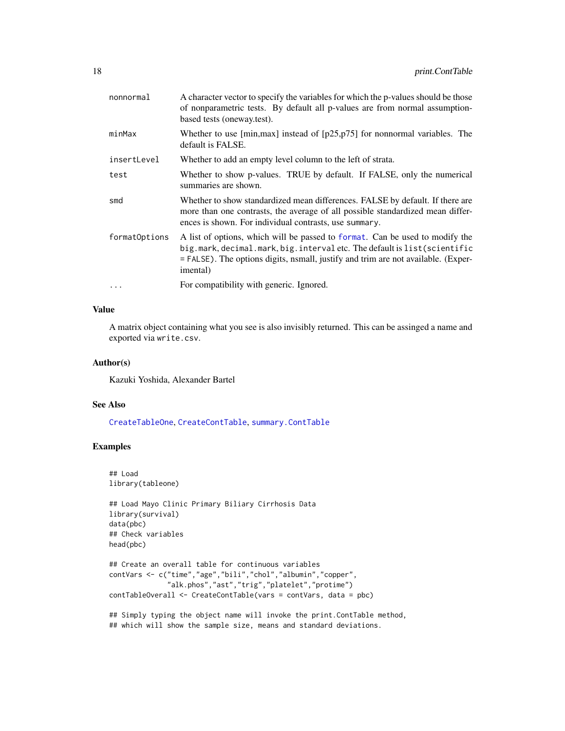| | |
|---|---|
| nonnormal | A character vector to specify the variables for which the p-values should be those of nonparametric tests. By default all p-values are from normal assumption-based tests (oneway.test). |
| minMax | Whether to use [min,max] instead of [p25,p75] for nonnormal variables. The default is FALSE. |
| insertLevel | Whether to add an empty level column to the left of strata. |
| test | Whether to show p-values. TRUE by default. If FALSE, only the numerical summaries are shown. |
| smd | Whether to show standardized mean differences. FALSE by default. If there are more than one contrasts, the average of all possible standardized mean differences is shown. For individual contrasts, use `summary`. |
| formatOptions | A list of options, which will be passed to `format`. Can be used to modify the `big.mark`, `decimal.mark`, `big.interval` etc. The default is `list(scientific = FALSE)`. The options digits, nsmall, justify and trim are not available. (Experimental) |
| ... | For compatibility with generic. Ignored. |

## Value

A matrix object containing what you see is also invisibly returned. This can be assinged a name and exported via `write.csv`.

## Author(s)

Kazuki Yoshida, Alexander Bartel

## See Also

`CreateTableOne`, `CreateContTable`, `summary.ContTable`

## Examples

```
## Load
library(tableone)

## Load Mayo Clinic Primary Biliary Cirrhosis Data
library(survival)
data(pbc)
## Check variables
head(pbc)

## Create an overall table for continuous variables
contVars <- c("time","age","bili","chol","albumin","copper",
              "alk.phos","ast","trig","platelet","protime")
contTableOverall <- CreateContTable(vars = contVars, data = pbc)

## Simply typing the object name will invoke the print.ContTable method,
## which will show the sample size, means and standard deviations.
```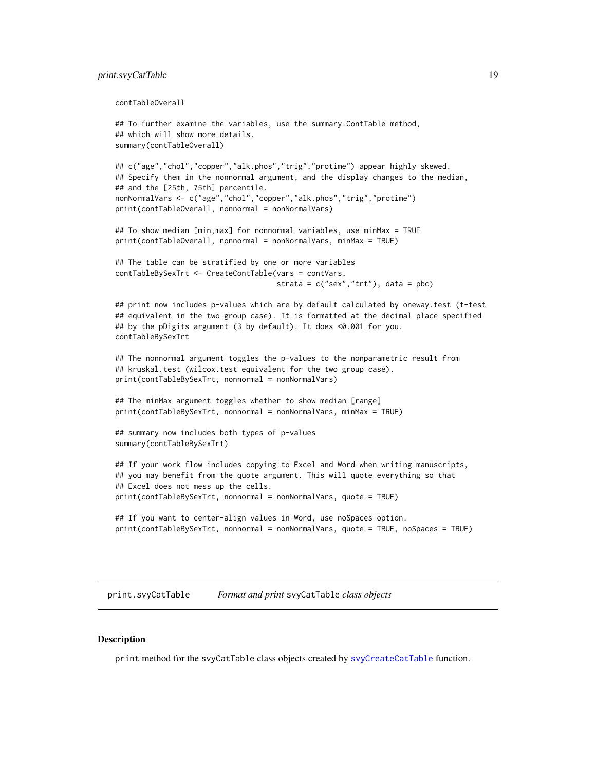```
contTableOverall

## To further examine the variables, use the summary.ContTable method,
## which will show more details.
summary(contTableOverall)

## c("age","chol","copper","alk.phos","trig","protime") appear highly skewed.
## Specify them in the nonnormal argument, and the display changes to the median,
## and the [25th, 75th] percentile.
nonNormalVars <- c("age","chol","copper","alk.phos","trig","protime")
print(contTableOverall, nonnormal = nonNormalVars)

## To show median [min,max] for nonnormal variables, use minMax = TRUE
print(contTableOverall, nonnormal = nonNormalVars, minMax = TRUE)

## The table can be stratified by one or more variables
contTableBySexTrt <- CreateContTable(vars = contVars,
                                     strata = c("sex","trt"), data = pbc)

## print now includes p-values which are by default calculated by oneway.test (t-test
## equivalent in the two group case). It is formatted at the decimal place specified
## by the pDigits argument (3 by default). It does <0.001 for you.
contTableBySexTrt

## The nonnormal argument toggles the p-values to the nonparametric result from
## kruskal.test (wilcox.test equivalent for the two group case).
print(contTableBySexTrt, nonnormal = nonNormalVars)

## The minMax argument toggles whether to show median [range]
print(contTableBySexTrt, nonnormal = nonNormalVars, minMax = TRUE)

## summary now includes both types of p-values
summary(contTableBySexTrt)

## If your work flow includes copying to Excel and Word when writing manuscripts,
## you may benefit from the quote argument. This will quote everything so that
## Excel does not mess up the cells.
print(contTableBySexTrt, nonnormal = nonNormalVars, quote = TRUE)

## If you want to center-align values in Word, use noSpaces option.
print(contTableBySexTrt, nonnormal = nonNormalVars, quote = TRUE, noSpaces = TRUE)
```

## print.svyCatTable *Format and print* `svyCatTable` *class objects*

### Description

`print` method for the `svyCatTable` class objects created by `svyCreateCatTable` function.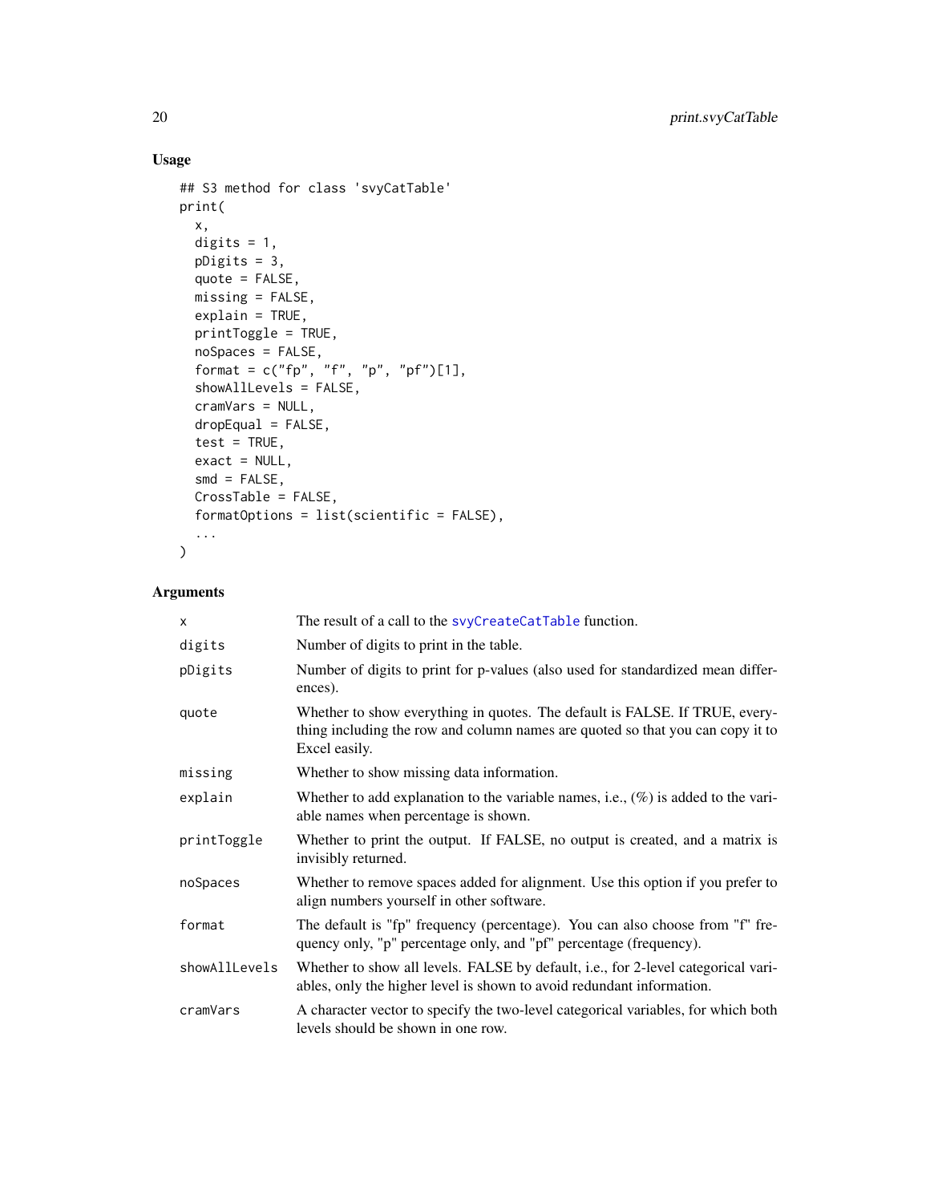### Usage

```
## S3 method for class 'svyCatTable'
print(
  x,
  digits = 1,
  pDigits = 3,
  quote = FALSE,
  missing = FALSE,
  explain = TRUE,
  printToggle = TRUE,
  noSpaces = FALSE,
  format = c("fp", "f", "p", "pf")[1],
  showAllLevels = FALSE,
  cramVars = NULL,
  dropEqual = FALSE,
  test = TRUE,
  exact = NULL,
  smd = FALSE,
  CrossTable = FALSE,
  formatOptions = list(scientific = FALSE),
  ...
)
```

### Arguments

| | |
|---|---|
| x | The result of a call to the svyCreateCatTable function. |
| digits | Number of digits to print in the table. |
| pDigits | Number of digits to print for p-values (also used for standardized mean differences). |
| quote | Whether to show everything in quotes. The default is FALSE. If TRUE, everything including the row and column names are quoted so that you can copy it to Excel easily. |
| missing | Whether to show missing data information. |
| explain | Whether to add explanation to the variable names, i.e., (%) is added to the variable names when percentage is shown. |
| printToggle | Whether to print the output. If FALSE, no output is created, and a matrix is invisibly returned. |
| noSpaces | Whether to remove spaces added for alignment. Use this option if you prefer to align numbers yourself in other software. |
| format | The default is "fp" frequency (percentage). You can also choose from "f" frequency only, "p" percentage only, and "pf" percentage (frequency). |
| showAllLevels | Whether to show all levels. FALSE by default, i.e., for 2-level categorical variables, only the higher level is shown to avoid redundant information. |
| cramVars | A character vector to specify the two-level categorical variables, for which both levels should be shown in one row. |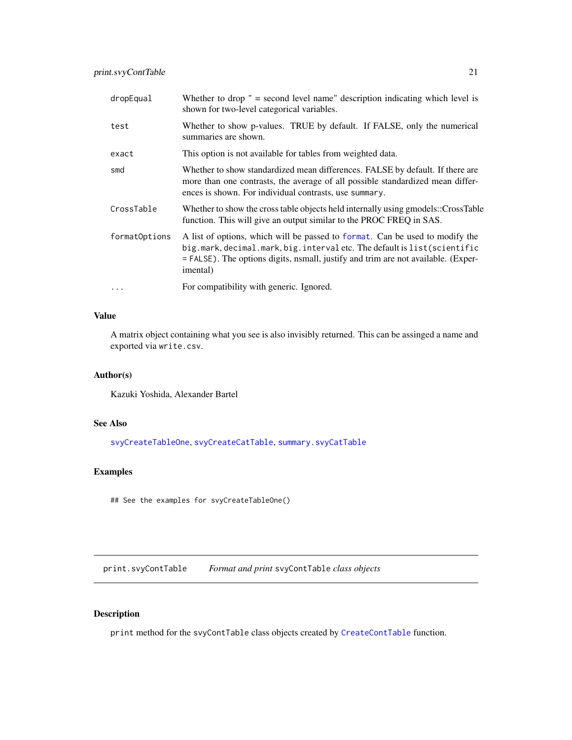| | |
|---|---|
| `dropEqual` | Whether to drop " = second level name" description indicating which level is shown for two-level categorical variables. |
| `test` | Whether to show p-values. TRUE by default. If FALSE, only the numerical summaries are shown. |
| `exact` | This option is not available for tables from weighted data. |
| `smd` | Whether to show standardized mean differences. FALSE by default. If there are more than one contrasts, the average of all possible standardized mean differences is shown. For individual contrasts, use `summary`. |
| `CrossTable` | Whether to show the cross table objects held internally using gmodels::CrossTable function. This will give an output similar to the PROC FREQ in SAS. |
| `formatOptions` | A list of options, which will be passed to `format`. Can be used to modify the `big.mark`, `decimal.mark`, `big.interval` etc. The default is `list(scientific = FALSE)`. The options digits, nsmall, justify and trim are not available. (Experimental) |
| `...` | For compatibility with generic. Ignored. |

### Value

A matrix object containing what you see is also invisibly returned. This can be assinged a name and exported via `write.csv`.

### Author(s)

Kazuki Yoshida, Alexander Bartel

### See Also

`svyCreateTableOne`, `svyCreateCatTable`, `summary.svyCatTable`

### Examples

```
## See the examples for svyCreateTableOne()
```

---

## print.svyContTable — *Format and print* `svyContTable` *class objects*

### Description

`print` method for the `svyContTable` class objects created by `CreateContTable` function.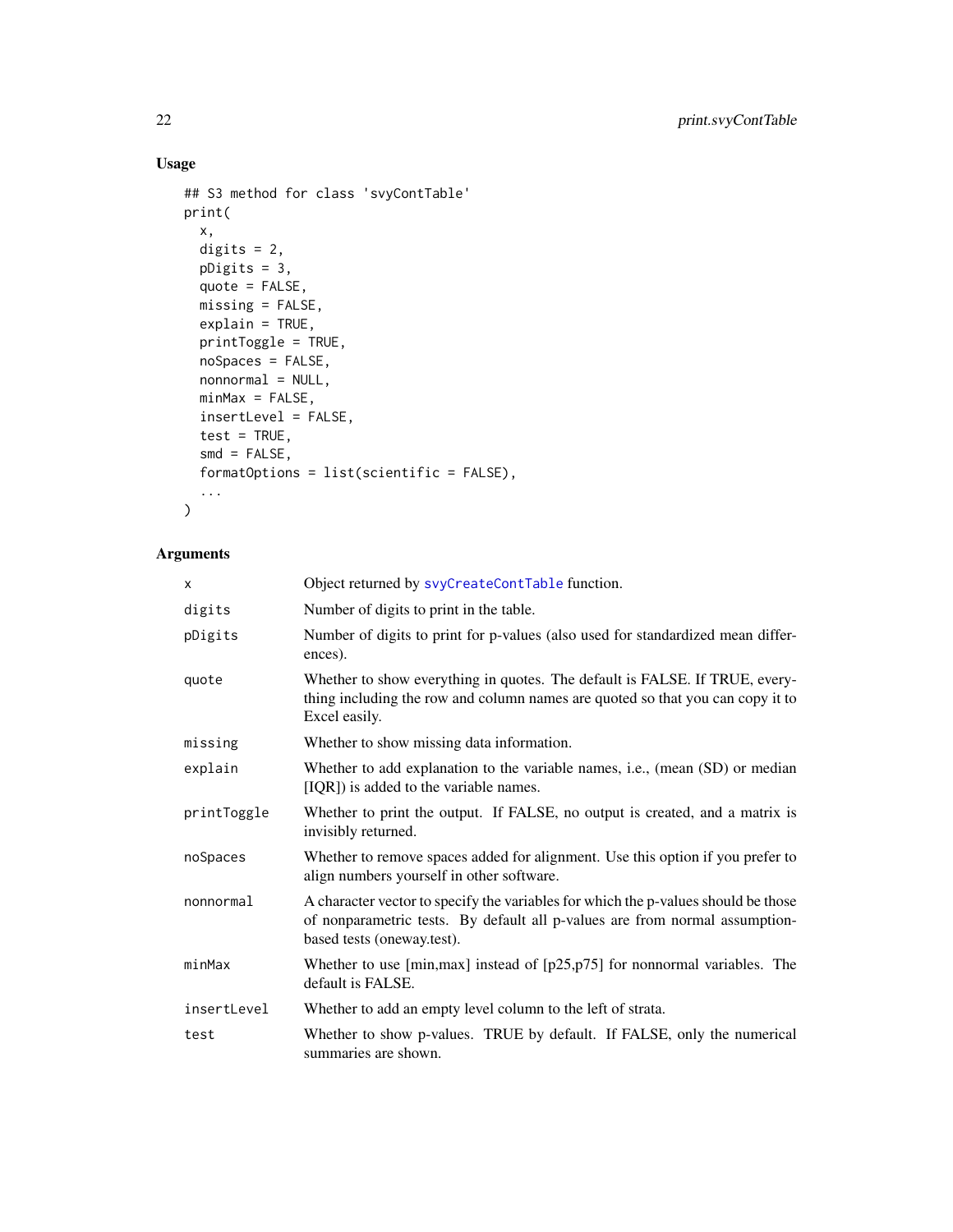## Usage

```
## S3 method for class 'svyContTable'
print(
  x,
  digits = 2,
  pDigits = 3,
  quote = FALSE,
  missing = FALSE,
  explain = TRUE,
  printToggle = TRUE,
  noSpaces = FALSE,
  nonnormal = NULL,
  minMax = FALSE,
  insertLevel = FALSE,
  test = TRUE,
  smd = FALSE,
  formatOptions = list(scientific = FALSE),
  ...
)
```

## Arguments

| | |
|---|---|
| x | Object returned by `svyCreateContTable` function. |
| digits | Number of digits to print in the table. |
| pDigits | Number of digits to print for p-values (also used for standardized mean differences). |
| quote | Whether to show everything in quotes. The default is FALSE. If TRUE, everything including the row and column names are quoted so that you can copy it to Excel easily. |
| missing | Whether to show missing data information. |
| explain | Whether to add explanation to the variable names, i.e., (mean (SD) or median [IQR]) is added to the variable names. |
| printToggle | Whether to print the output. If FALSE, no output is created, and a matrix is invisibly returned. |
| noSpaces | Whether to remove spaces added for alignment. Use this option if you prefer to align numbers yourself in other software. |
| nonnormal | A character vector to specify the variables for which the p-values should be those of nonparametric tests. By default all p-values are from normal assumption-based tests (oneway.test). |
| minMax | Whether to use [min,max] instead of [p25,p75] for nonnormal variables. The default is FALSE. |
| insertLevel | Whether to add an empty level column to the left of strata. |
| test | Whether to show p-values. TRUE by default. If FALSE, only the numerical summaries are shown. |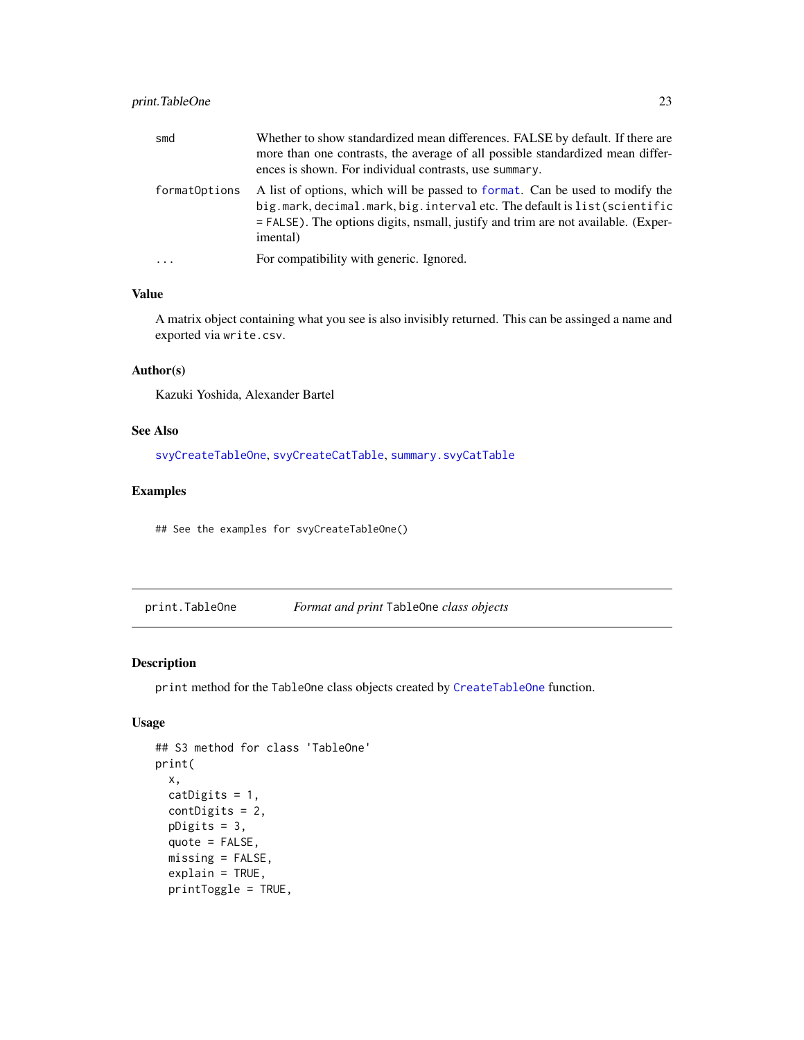| | |
|---|---|
| smd | Whether to show standardized mean differences. FALSE by default. If there are more than one contrasts, the average of all possible standardized mean differences is shown. For individual contrasts, use `summary`. |
| formatOptions | A list of options, which will be passed to `format`. Can be used to modify the `big.mark`, `decimal.mark`, `big.interval` etc. The default is `list(scientific = FALSE)`. The options digits, nsmall, justify and trim are not available. (Experimental) |
| ... | For compatibility with generic. Ignored. |

### Value

A matrix object containing what you see is also invisibly returned. This can be assinged a name and exported via `write.csv`.

### Author(s)

Kazuki Yoshida, Alexander Bartel

### See Also

`svyCreateTableOne`, `svyCreateCatTable`, `summary.svyCatTable`

### Examples

```
## See the examples for svyCreateTableOne()
```

---

## print.TableOne — *Format and print* `TableOne` *class objects*

### Description

`print` method for the `TableOne` class objects created by `CreateTableOne` function.

### Usage

```
## S3 method for class 'TableOne'
print(
  x,
  catDigits = 1,
  contDigits = 2,
  pDigits = 3,
  quote = FALSE,
  missing = FALSE,
  explain = TRUE,
  printToggle = TRUE,
```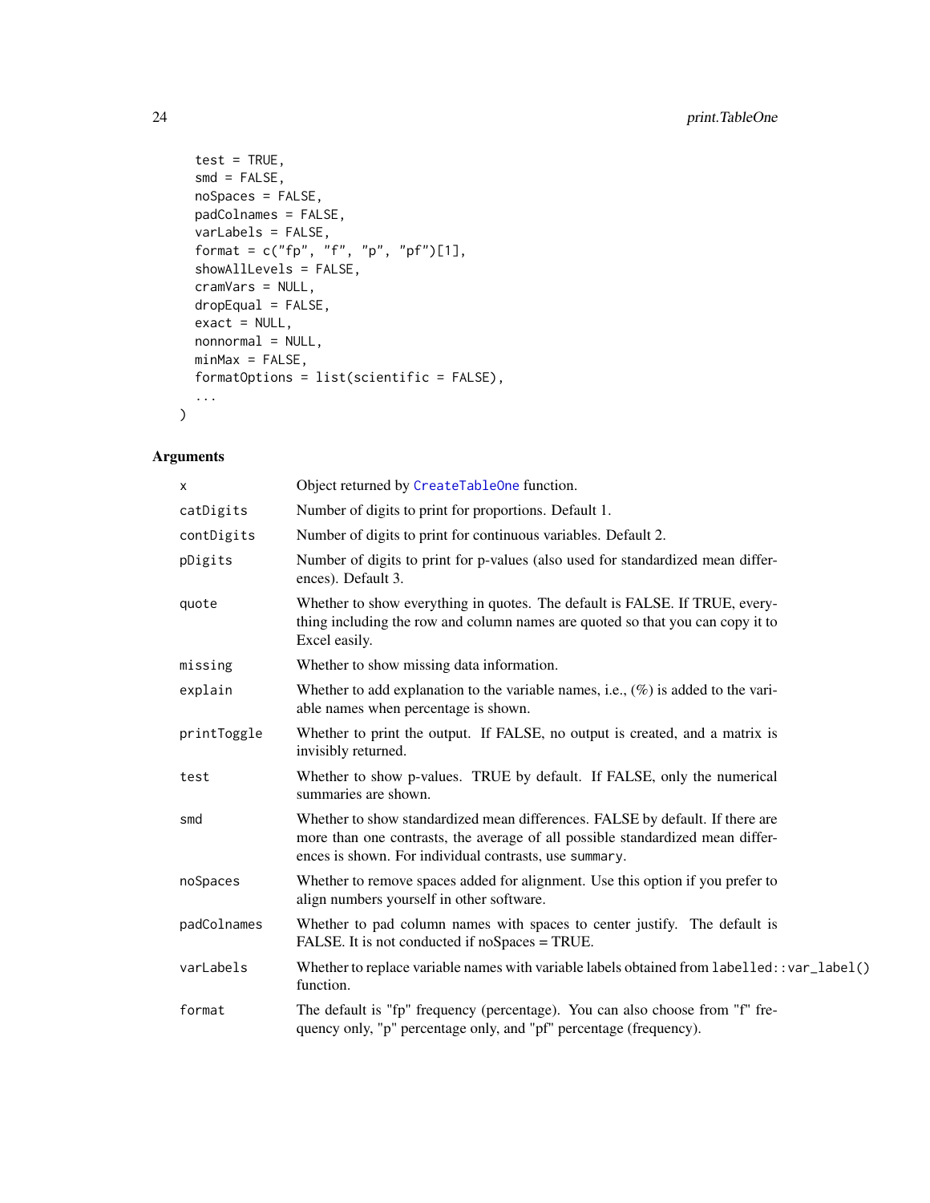```
  test = TRUE,
  smd = FALSE,
  noSpaces = FALSE,
  padColnames = FALSE,
  varLabels = FALSE,
  format = c("fp", "f", "p", "pf")[1],
  showAllLevels = FALSE,
  cramVars = NULL,
  dropEqual = FALSE,
  exact = NULL,
  nonnormal = NULL,
  minMax = FALSE,
  formatOptions = list(scientific = FALSE),
  ...
)
```

## Arguments

| | |
|---|---|
| `x` | Object returned by `CreateTableOne` function. |
| `catDigits` | Number of digits to print for proportions. Default 1. |
| `contDigits` | Number of digits to print for continuous variables. Default 2. |
| `pDigits` | Number of digits to print for p-values (also used for standardized mean differences). Default 3. |
| `quote` | Whether to show everything in quotes. The default is FALSE. If TRUE, everything including the row and column names are quoted so that you can copy it to Excel easily. |
| `missing` | Whether to show missing data information. |
| `explain` | Whether to add explanation to the variable names, i.e., (%) is added to the variable names when percentage is shown. |
| `printToggle` | Whether to print the output. If FALSE, no output is created, and a matrix is invisibly returned. |
| `test` | Whether to show p-values. TRUE by default. If FALSE, only the numerical summaries are shown. |
| `smd` | Whether to show standardized mean differences. FALSE by default. If there are more than one contrasts, the average of all possible standardized mean differences is shown. For individual contrasts, use `summary`. |
| `noSpaces` | Whether to remove spaces added for alignment. Use this option if you prefer to align numbers yourself in other software. |
| `padColnames` | Whether to pad column names with spaces to center justify. The default is FALSE. It is not conducted if noSpaces = TRUE. |
| `varLabels` | Whether to replace variable names with variable labels obtained from `labelled::var_label()` function. |
| `format` | The default is "fp" frequency (percentage). You can also choose from "f" frequency only, "p" percentage only, and "pf" percentage (frequency). |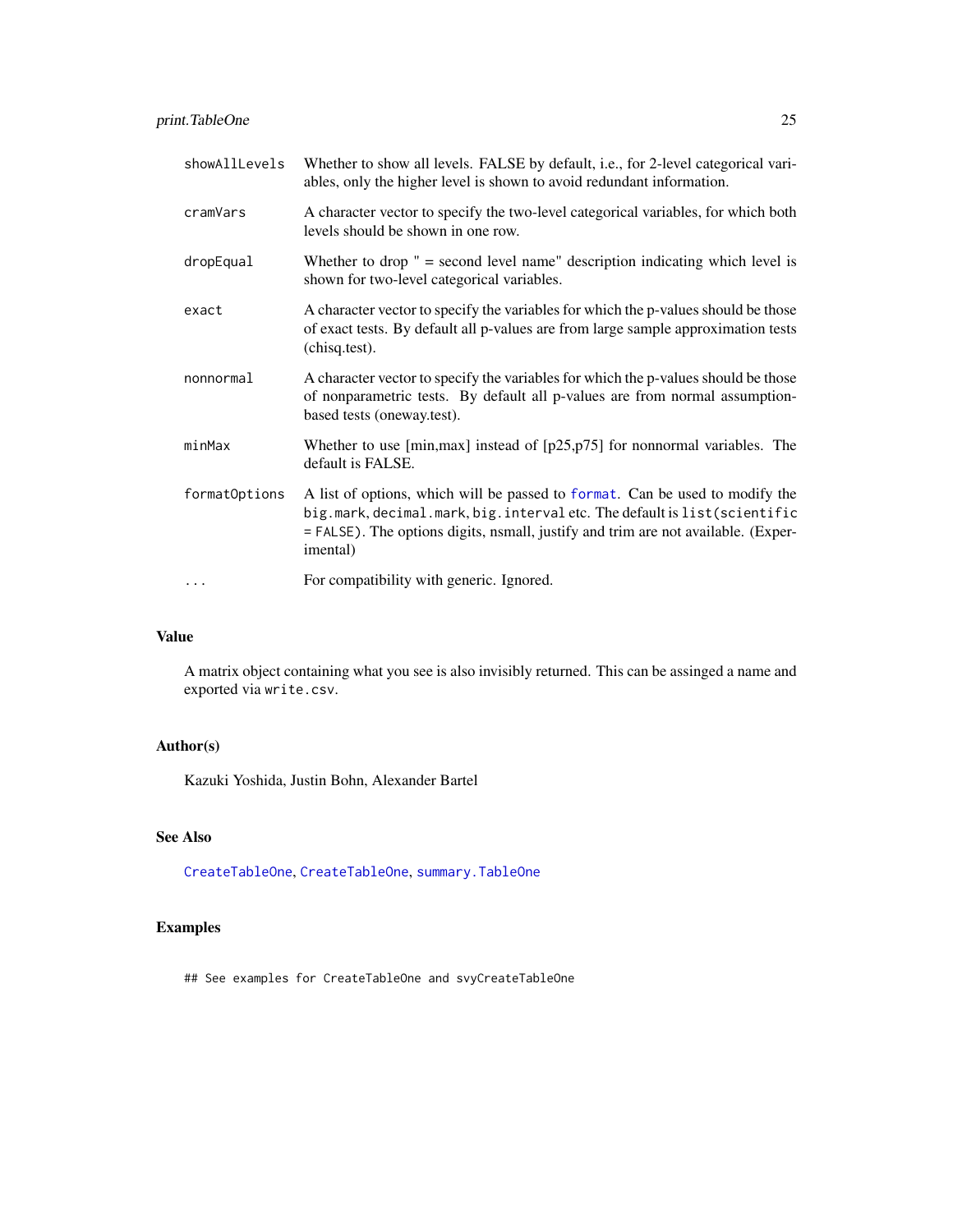| | |
|---|---|
| `showAllLevels` | Whether to show all levels. FALSE by default, i.e., for 2-level categorical variables, only the higher level is shown to avoid redundant information. |
| `cramVars` | A character vector to specify the two-level categorical variables, for which both levels should be shown in one row. |
| `dropEqual` | Whether to drop " = second level name" description indicating which level is shown for two-level categorical variables. |
| `exact` | A character vector to specify the variables for which the p-values should be those of exact tests. By default all p-values are from large sample approximation tests (chisq.test). |
| `nonnormal` | A character vector to specify the variables for which the p-values should be those of nonparametric tests. By default all p-values are from normal assumption-based tests (oneway.test). |
| `minMax` | Whether to use [min,max] instead of [p25,p75] for nonnormal variables. The default is FALSE. |
| `formatOptions` | A list of options, which will be passed to `format`. Can be used to modify the `big.mark`, `decimal.mark`, `big.interval` etc. The default is `list(scientific = FALSE)`. The options digits, nsmall, justify and trim are not available. (Experimental) |
| `...` | For compatibility with generic. Ignored. |

## Value

A matrix object containing what you see is also invisibly returned. This can be assinged a name and exported via `write.csv`.

## Author(s)

Kazuki Yoshida, Justin Bohn, Alexander Bartel

## See Also

`CreateTableOne`, `CreateTableOne`, `summary.TableOne`

## Examples

```
## See examples for CreateTableOne and svyCreateTableOne
```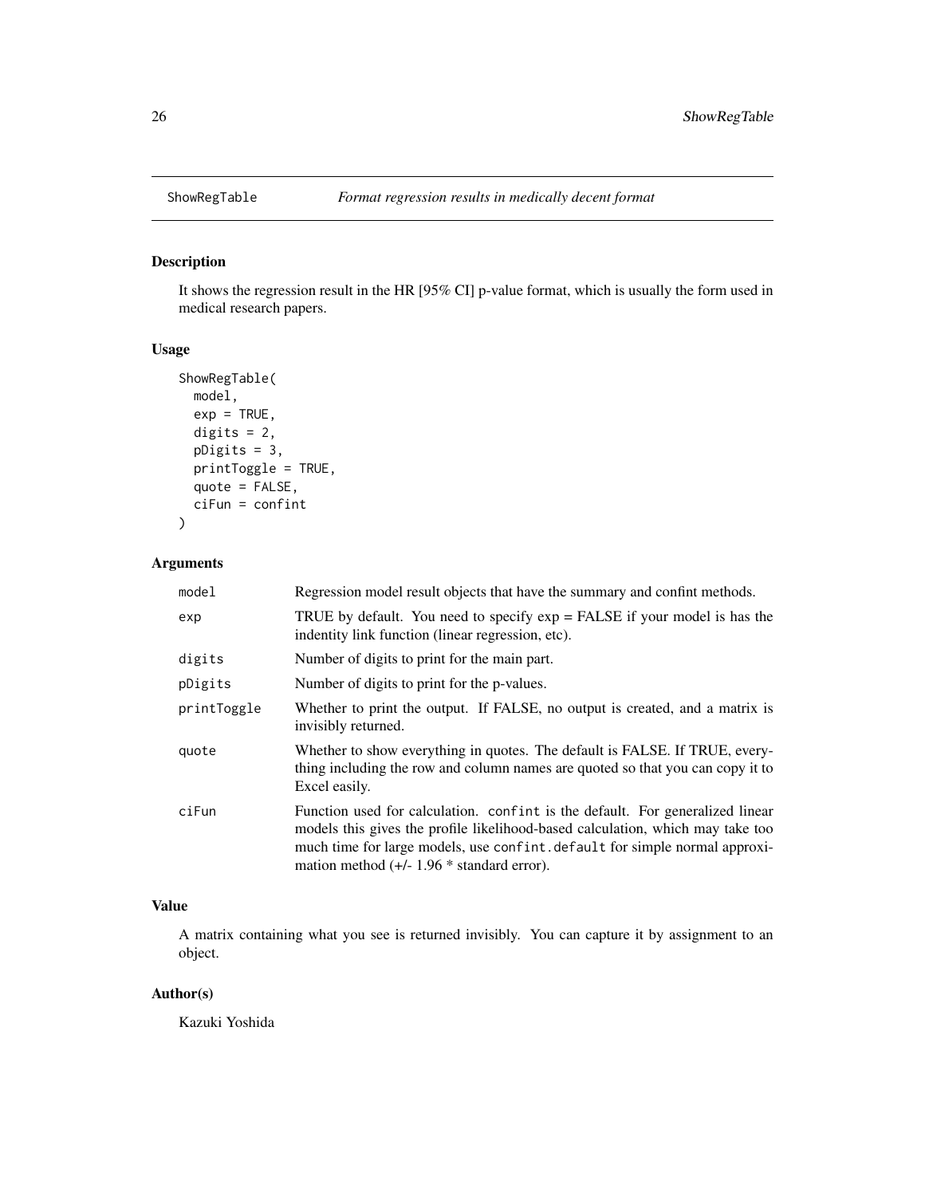## ShowRegTable *Format regression results in medically decent format*

### Description

It shows the regression result in the HR [95% CI] p-value format, which is usually the form used in medical research papers.

### Usage

```
ShowRegTable(
  model,
  exp = TRUE,
  digits = 2,
  pDigits = 3,
  printToggle = TRUE,
  quote = FALSE,
  ciFun = confint
)
```

### Arguments

| | |
|---|---|
| `model` | Regression model result objects that have the summary and confint methods. |
| `exp` | TRUE by default. You need to specify exp = FALSE if your model is has the indentity link function (linear regression, etc). |
| `digits` | Number of digits to print for the main part. |
| `pDigits` | Number of digits to print for the p-values. |
| `printToggle` | Whether to print the output. If FALSE, no output is created, and a matrix is invisibly returned. |
| `quote` | Whether to show everything in quotes. The default is FALSE. If TRUE, everything including the row and column names are quoted so that you can copy it to Excel easily. |
| `ciFun` | Function used for calculation. `confint` is the default. For generalized linear models this gives the profile likelihood-based calculation, which may take too much time for large models, use `confint.default` for simple normal approximation method (+/- 1.96 * standard error). |

### Value

A matrix containing what you see is returned invisibly. You can capture it by assignment to an object.

### Author(s)

Kazuki Yoshida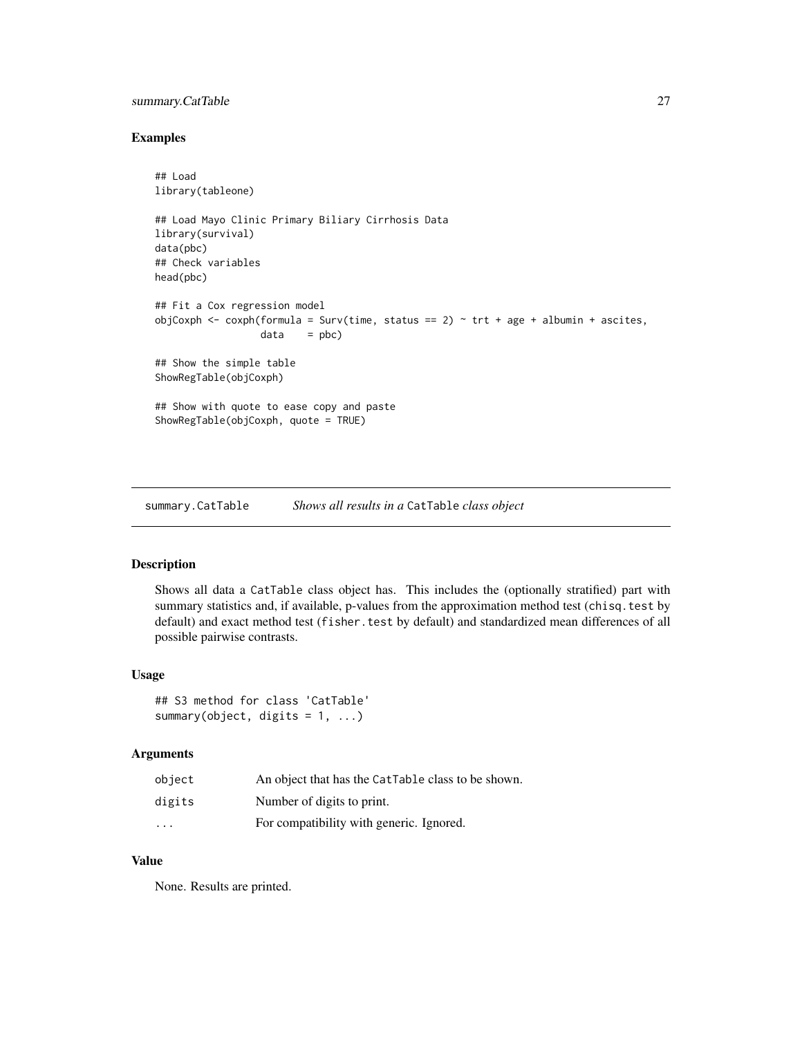## Examples

```
## Load
library(tableone)

## Load Mayo Clinic Primary Biliary Cirrhosis Data
library(survival)
data(pbc)
## Check variables
head(pbc)

## Fit a Cox regression model
objCoxph <- coxph(formula = Surv(time, status == 2) ~ trt + age + albumin + ascites,
                  data    = pbc)

## Show the simple table
ShowRegTable(objCoxph)

## Show with quote to ease copy and paste
ShowRegTable(objCoxph, quote = TRUE)
```

---

# summary.CatTable    *Shows all results in a* CatTable *class object*

---

## Description

Shows all data a CatTable class object has. This includes the (optionally stratified) part with summary statistics and, if available, p-values from the approximation method test (chisq.test by default) and exact method test (fisher.test by default) and standardized mean differences of all possible pairwise contrasts.

## Usage

```
## S3 method for class 'CatTable'
summary(object, digits = 1, ...)
```

## Arguments

| | |
|---|---|
| object | An object that has the CatTable class to be shown. |
| digits | Number of digits to print. |
| ... | For compatibility with generic. Ignored. |

## Value

None. Results are printed.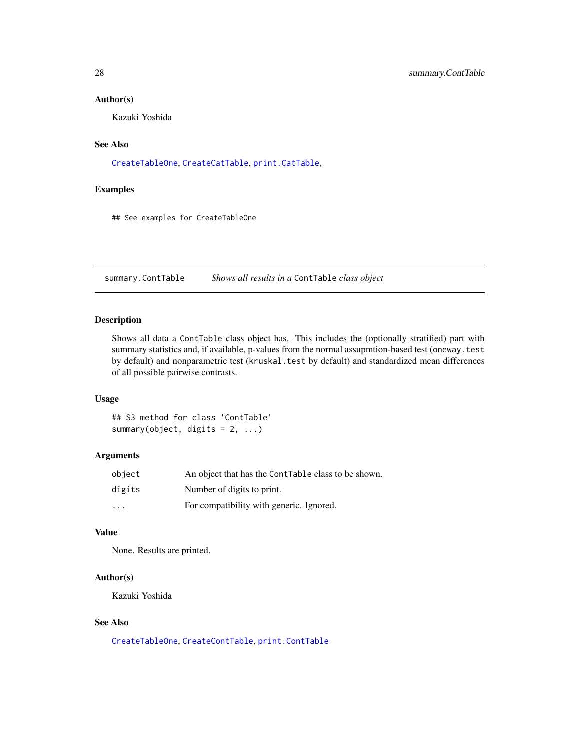### Author(s)

Kazuki Yoshida

### See Also

CreateTableOne, CreateCatTable, print.CatTable,

### Examples

```
## See examples for CreateTableOne
```

---

## summary.ContTable *Shows all results in a* ContTable *class object*

### Description

Shows all data a ContTable class object has. This includes the (optionally stratified) part with summary statistics and, if available, p-values from the normal assupmtion-based test (oneway.test by default) and nonparametric test (kruskal.test by default) and standardized mean differences of all possible pairwise contrasts.

### Usage

```
## S3 method for class 'ContTable'
summary(object, digits = 2, ...)
```

### Arguments

| | |
|---|---|
| object | An object that has the ContTable class to be shown. |
| digits | Number of digits to print. |
| ... | For compatibility with generic. Ignored. |

### Value

None. Results are printed.

### Author(s)

Kazuki Yoshida

### See Also

CreateTableOne, CreateContTable, print.ContTable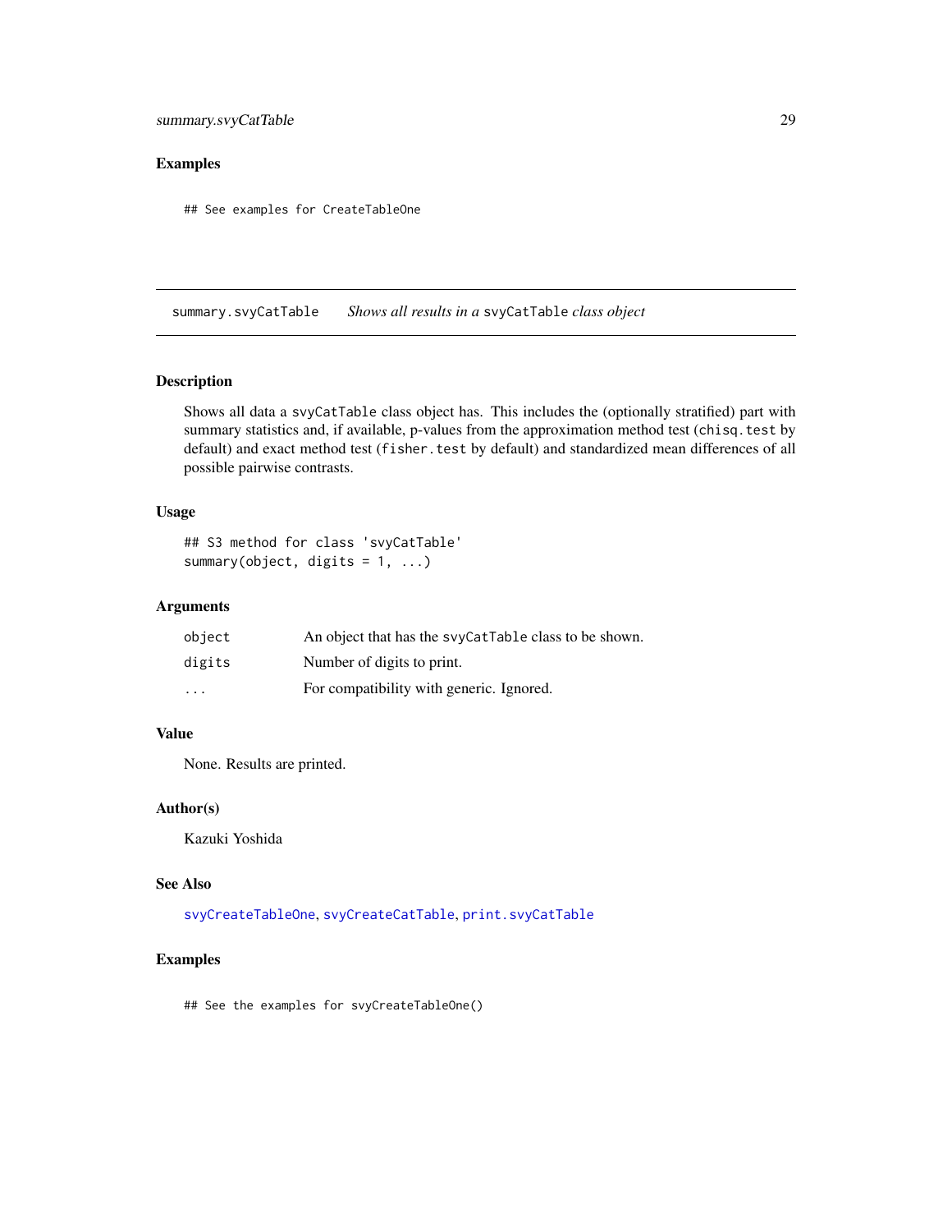## Examples

```
## See examples for CreateTableOne
```

---

## summary.svyCatTable — *Shows all results in a* `svyCatTable` *class object*

---

### Description

Shows all data a `svyCatTable` class object has. This includes the (optionally stratified) part with summary statistics and, if available, p-values from the approximation method test (`chisq.test` by default) and exact method test (`fisher.test` by default) and standardized mean differences of all possible pairwise contrasts.

### Usage

```
## S3 method for class 'svyCatTable'
summary(object, digits = 1, ...)
```

### Arguments

| | |
|---|---|
| `object` | An object that has the `svyCatTable` class to be shown. |
| `digits` | Number of digits to print. |
| `...` | For compatibility with generic. Ignored. |

### Value

None. Results are printed.

### Author(s)

Kazuki Yoshida

### See Also

`svyCreateTableOne`, `svyCreateCatTable`, `print.svyCatTable`

### Examples

```
## See the examples for svyCreateTableOne()
```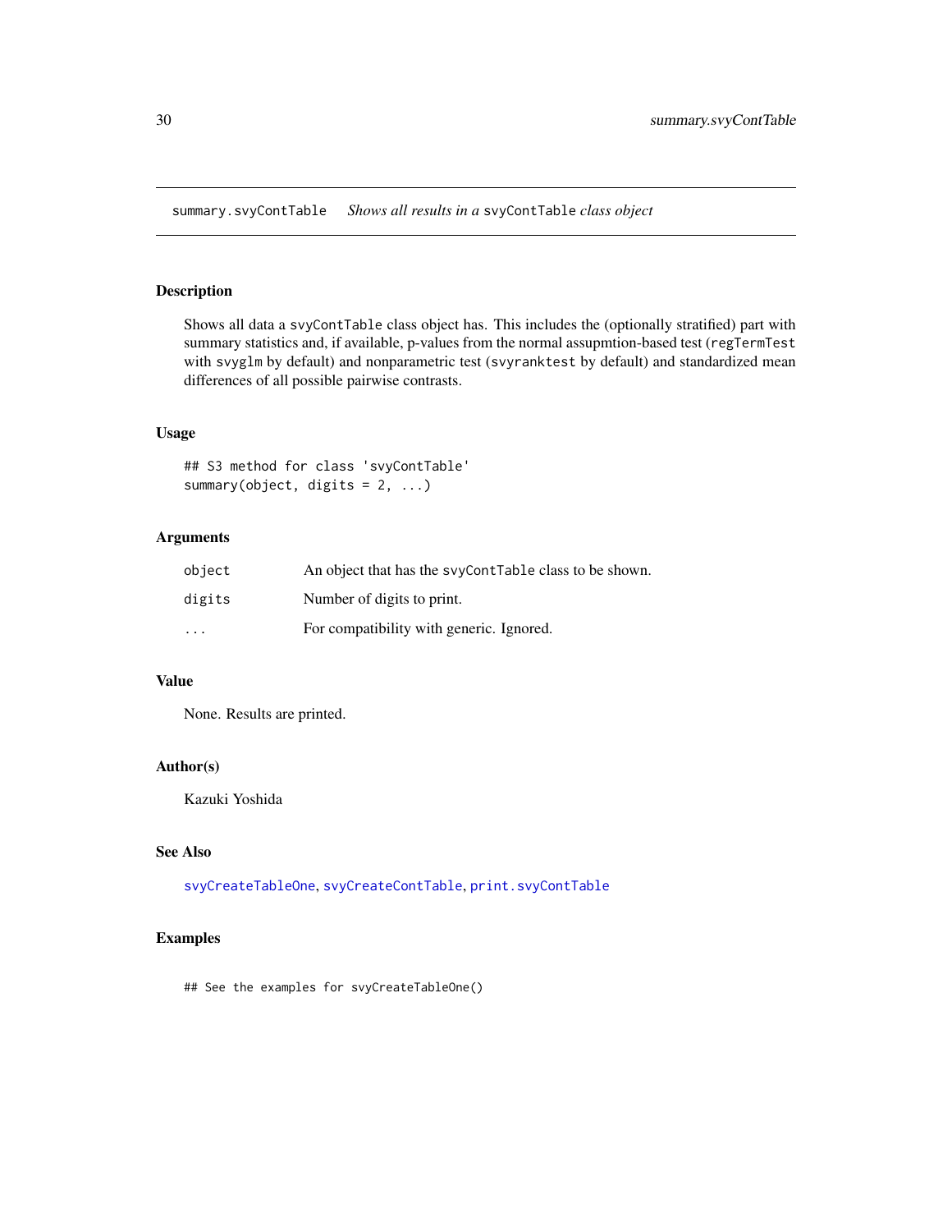## summary.svyContTable — *Shows all results in a* `svyContTable` *class object*

### Description

Shows all data a `svyContTable` class object has. This includes the (optionally stratified) part with summary statistics and, if available, p-values from the normal assupmtion-based test (`regTermTest` with `svyglm` by default) and nonparametric test (`svyranktest` by default) and standardized mean differences of all possible pairwise contrasts.

### Usage

```
## S3 method for class 'svyContTable'
summary(object, digits = 2, ...)
```

### Arguments

| | |
|---|---|
| `object` | An object that has the `svyContTable` class to be shown. |
| `digits` | Number of digits to print. |
| `...` | For compatibility with generic. Ignored. |

### Value

None. Results are printed.

### Author(s)

Kazuki Yoshida

### See Also

`svyCreateTableOne`, `svyCreateContTable`, `print.svyContTable`

### Examples

```
## See the examples for svyCreateTableOne()
```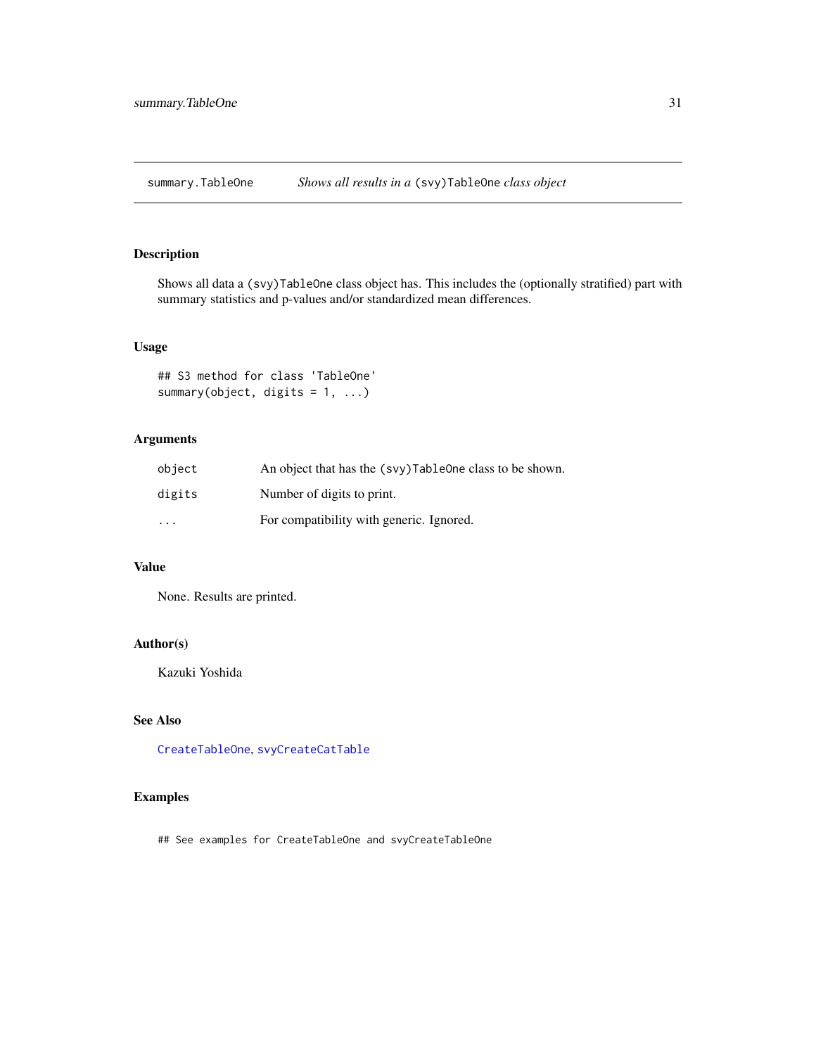## summary.TableOne — *Shows all results in a* `(svy)TableOne` *class object*

### Description

Shows all data a `(svy)TableOne` class object has. This includes the (optionally stratified) part with summary statistics and p-values and/or standardized mean differences.

### Usage

```
## S3 method for class 'TableOne'
summary(object, digits = 1, ...)
```

### Arguments

| | |
|---|---|
| `object` | An object that has the `(svy)TableOne` class to be shown. |
| `digits` | Number of digits to print. |
| `...` | For compatibility with generic. Ignored. |

### Value

None. Results are printed.

### Author(s)

Kazuki Yoshida

### See Also

`CreateTableOne`, `svyCreateCatTable`

### Examples

```
## See examples for CreateTableOne and svyCreateTableOne
```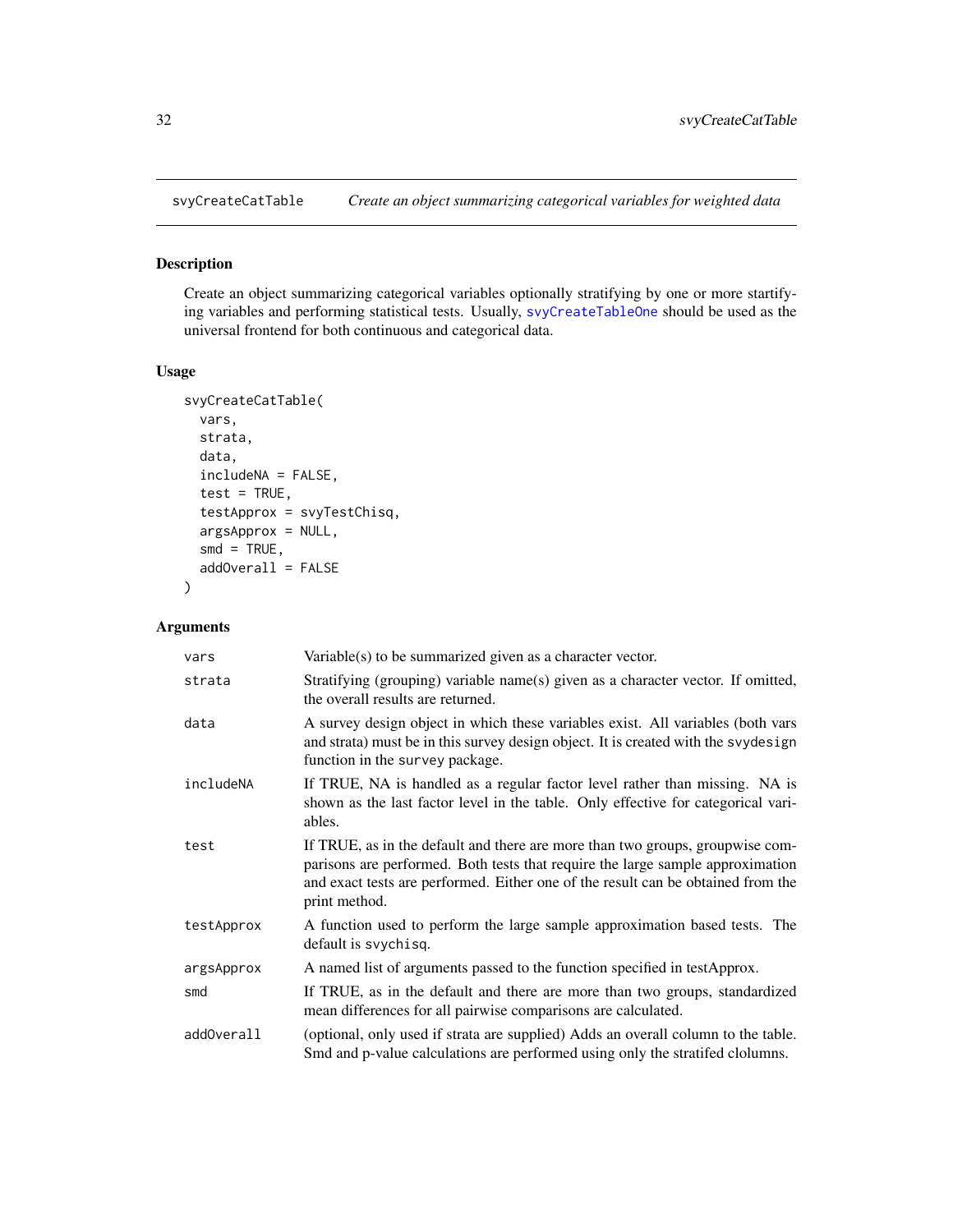svyCreateCatTable *Create an object summarizing categorical variables for weighted data*

## Description

Create an object summarizing categorical variables optionally stratifying by one or more startifying variables and performing statistical tests. Usually, svyCreateTableOne should be used as the universal frontend for both continuous and categorical data.

## Usage

```
svyCreateCatTable(
  vars,
  strata,
  data,
  includeNA = FALSE,
  test = TRUE,
  testApprox = svyTestChisq,
  argsApprox = NULL,
  smd = TRUE,
  addOverall = FALSE
)
```

## Arguments

| Argument | Description |
|---|---|
| vars | Variable(s) to be summarized given as a character vector. |
| strata | Stratifying (grouping) variable name(s) given as a character vector. If omitted, the overall results are returned. |
| data | A survey design object in which these variables exist. All variables (both vars and strata) must be in this survey design object. It is created with the svydesign function in the survey package. |
| includeNA | If TRUE, NA is handled as a regular factor level rather than missing. NA is shown as the last factor level in the table. Only effective for categorical variables. |
| test | If TRUE, as in the default and there are more than two groups, groupwise comparisons are performed. Both tests that require the large sample approximation and exact tests are performed. Either one of the result can be obtained from the print method. |
| testApprox | A function used to perform the large sample approximation based tests. The default is svychisq. |
| argsApprox | A named list of arguments passed to the function specified in testApprox. |
| smd | If TRUE, as in the default and there are more than two groups, standardized mean differences for all pairwise comparisons are calculated. |
| addOverall | (optional, only used if strata are supplied) Adds an overall column to the table. Smd and p-value calculations are performed using only the stratifed clolumns. |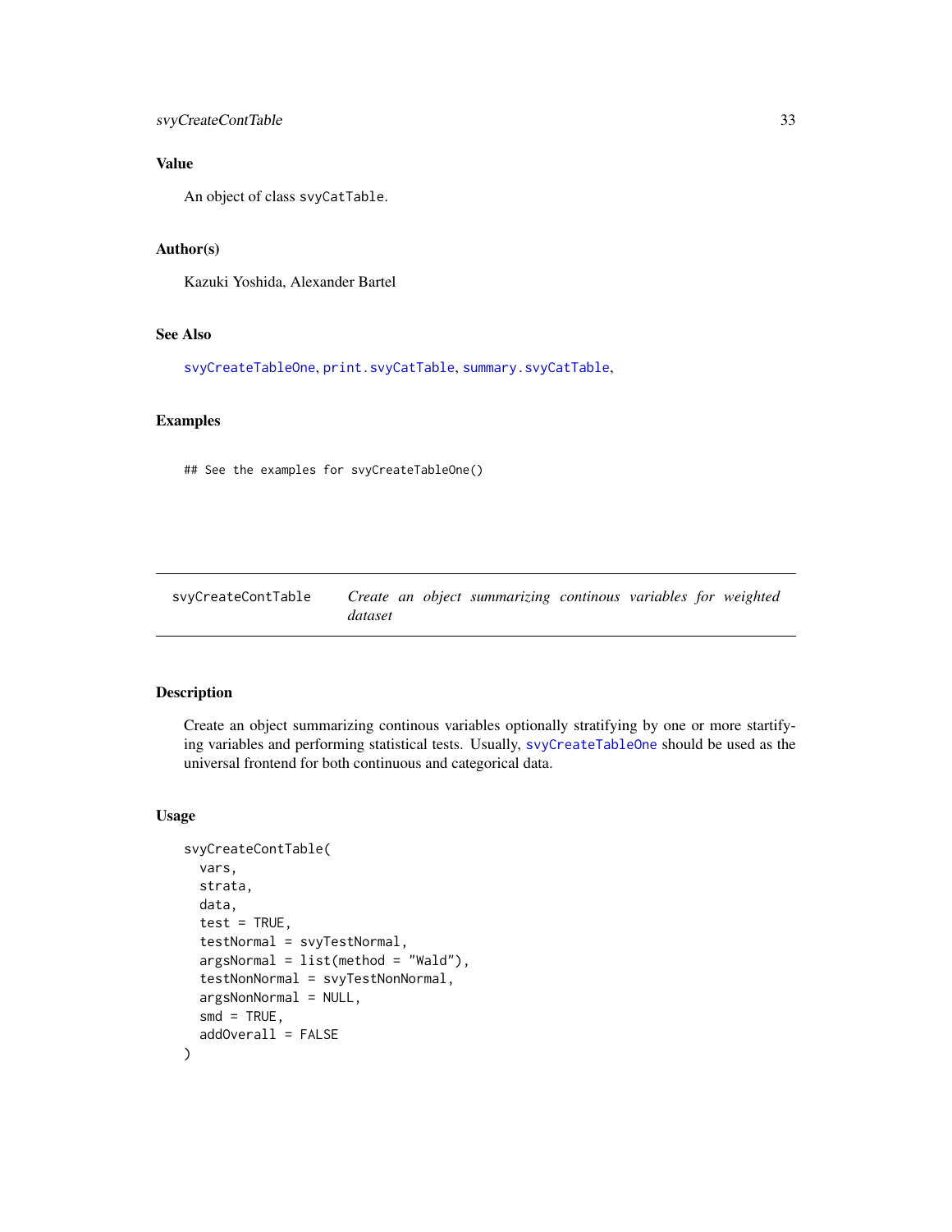### Value

An object of class `svyCatTable`.

### Author(s)

Kazuki Yoshida, Alexander Bartel

### See Also

`svyCreateTableOne`, `print.svyCatTable`, `summary.svyCatTable`,

### Examples

```
## See the examples for svyCreateTableOne()
```

---

## svyCreateContTable    *Create an object summarizing continous variables for weighted dataset*

---

### Description

Create an object summarizing continous variables optionally stratifying by one or more startifying variables and performing statistical tests. Usually, `svyCreateTableOne` should be used as the universal frontend for both continuous and categorical data.

### Usage

```
svyCreateContTable(
  vars,
  strata,
  data,
  test = TRUE,
  testNormal = svyTestNormal,
  argsNormal = list(method = "Wald"),
  testNonNormal = svyTestNonNormal,
  argsNonNormal = NULL,
  smd = TRUE,
  addOverall = FALSE
)
```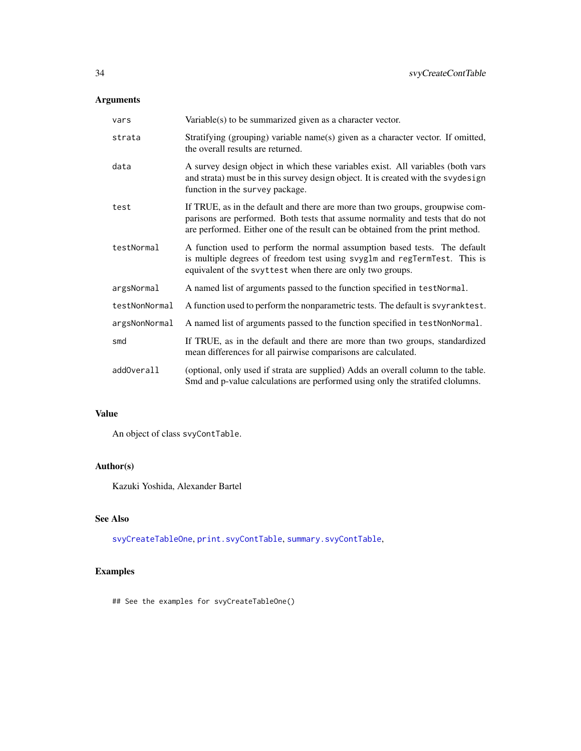## Arguments

| | |
|---|---|
| `vars` | Variable(s) to be summarized given as a character vector. |
| `strata` | Stratifying (grouping) variable name(s) given as a character vector. If omitted, the overall results are returned. |
| `data` | A survey design object in which these variables exist. All variables (both vars and strata) must be in this survey design object. It is created with the `svydesign` function in the `survey` package. |
| `test` | If TRUE, as in the default and there are more than two groups, groupwise comparisons are performed. Both tests that assume normality and tests that do not are performed. Either one of the result can be obtained from the print method. |
| `testNormal` | A function used to perform the normal assumption based tests. The default is multiple degrees of freedom test using `svyglm` and `regTermTest`. This is equivalent of the `svyttest` when there are only two groups. |
| `argsNormal` | A named list of arguments passed to the function specified in `testNormal`. |
| `testNonNormal` | A function used to perform the nonparametric tests. The default is `svyranktest`. |
| `argsNonNormal` | A named list of arguments passed to the function specified in `testNonNormal`. |
| `smd` | If TRUE, as in the default and there are more than two groups, standardized mean differences for all pairwise comparisons are calculated. |
| `addOverall` | (optional, only used if strata are supplied) Adds an overall column to the table. Smd and p-value calculations are performed using only the stratifed clolumns. |

## Value

An object of class `svyContTable`.

## Author(s)

Kazuki Yoshida, Alexander Bartel

## See Also

`svyCreateTableOne`, `print.svyContTable`, `summary.svyContTable`,

## Examples

```
## See the examples for svyCreateTableOne()
```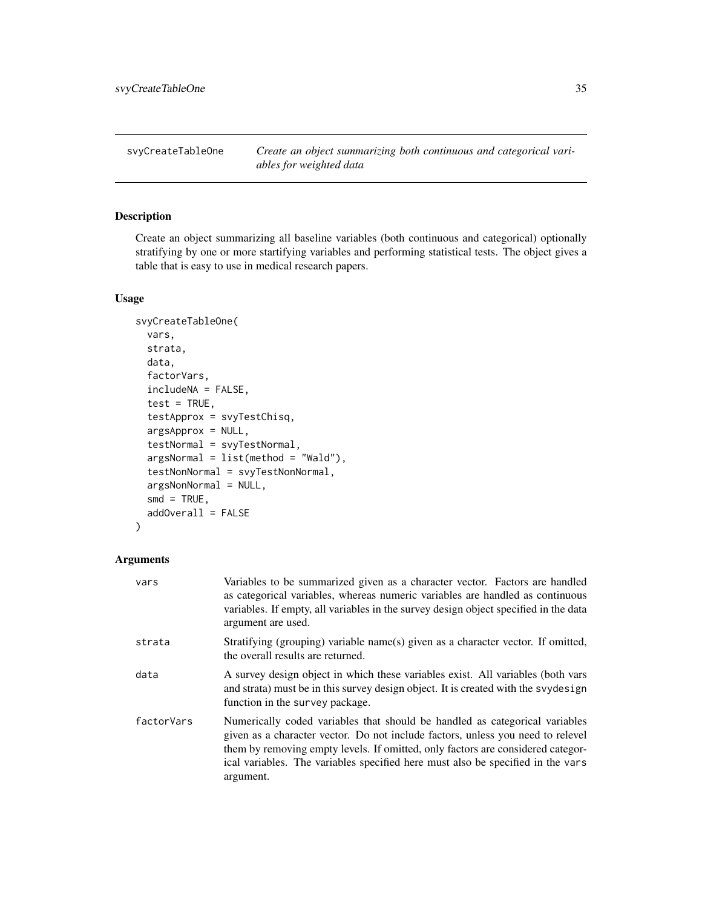svyCreateTableOne — *Create an object summarizing both continuous and categorical variables for weighted data*

## Description

Create an object summarizing all baseline variables (both continuous and categorical) optionally stratifying by one or more startifying variables and performing statistical tests. The object gives a table that is easy to use in medical research papers.

## Usage

```
svyCreateTableOne(
  vars,
  strata,
  data,
  factorVars,
  includeNA = FALSE,
  test = TRUE,
  testApprox = svyTestChisq,
  argsApprox = NULL,
  testNormal = svyTestNormal,
  argsNormal = list(method = "Wald"),
  testNonNormal = svyTestNonNormal,
  argsNonNormal = NULL,
  smd = TRUE,
  addOverall = FALSE
)
```

## Arguments

| | |
|---|---|
| `vars` | Variables to be summarized given as a character vector. Factors are handled as categorical variables, whereas numeric variables are handled as continuous variables. If empty, all variables in the survey design object specified in the data argument are used. |
| `strata` | Stratifying (grouping) variable name(s) given as a character vector. If omitted, the overall results are returned. |
| `data` | A survey design object in which these variables exist. All variables (both vars and strata) must be in this survey design object. It is created with the `svydesign` function in the `survey` package. |
| `factorVars` | Numerically coded variables that should be handled as categorical variables given as a character vector. Do not include factors, unless you need to relevel them by removing empty levels. If omitted, only factors are considered categorical variables. The variables specified here must also be specified in the `vars` argument. |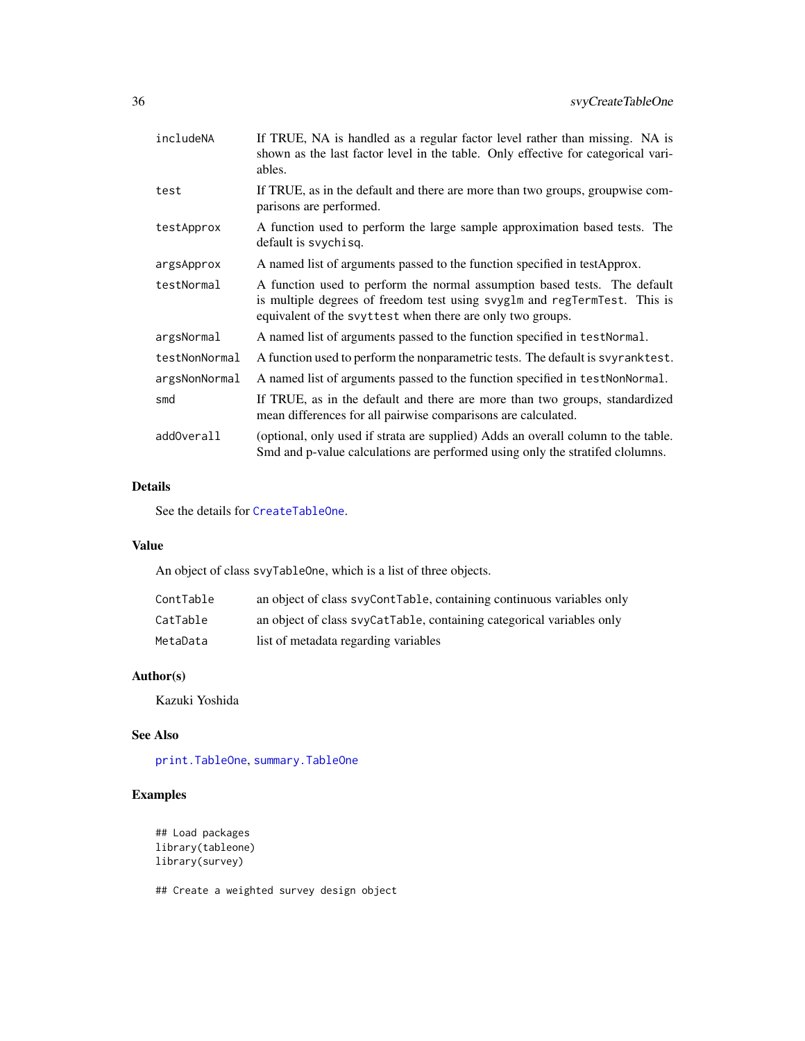| | |
|---|---|
| includeNA | If TRUE, NA is handled as a regular factor level rather than missing. NA is shown as the last factor level in the table. Only effective for categorical variables. |
| test | If TRUE, as in the default and there are more than two groups, groupwise comparisons are performed. |
| testApprox | A function used to perform the large sample approximation based tests. The default is svychisq. |
| argsApprox | A named list of arguments passed to the function specified in testApprox. |
| testNormal | A function used to perform the normal assumption based tests. The default is multiple degrees of freedom test using svyglm and regTermTest. This is equivalent of the svyttest when there are only two groups. |
| argsNormal | A named list of arguments passed to the function specified in testNormal. |
| testNonNormal | A function used to perform the nonparametric tests. The default is svyranktest. |
| argsNonNormal | A named list of arguments passed to the function specified in testNonNormal. |
| smd | If TRUE, as in the default and there are more than two groups, standardized mean differences for all pairwise comparisons are calculated. |
| addOverall | (optional, only used if strata are supplied) Adds an overall column to the table. Smd and p-value calculations are performed using only the stratifed clolumns. |

## Details

See the details for CreateTableOne.

## Value

An object of class svyTableOne, which is a list of three objects.

| | |
|---|---|
| ContTable | an object of class svyContTable, containing continuous variables only |
| CatTable | an object of class svyCatTable, containing categorical variables only |
| MetaData | list of metadata regarding variables |

## Author(s)

Kazuki Yoshida

## See Also

print.TableOne, summary.TableOne

## Examples

```
## Load packages
library(tableone)
library(survey)

## Create a weighted survey design object
```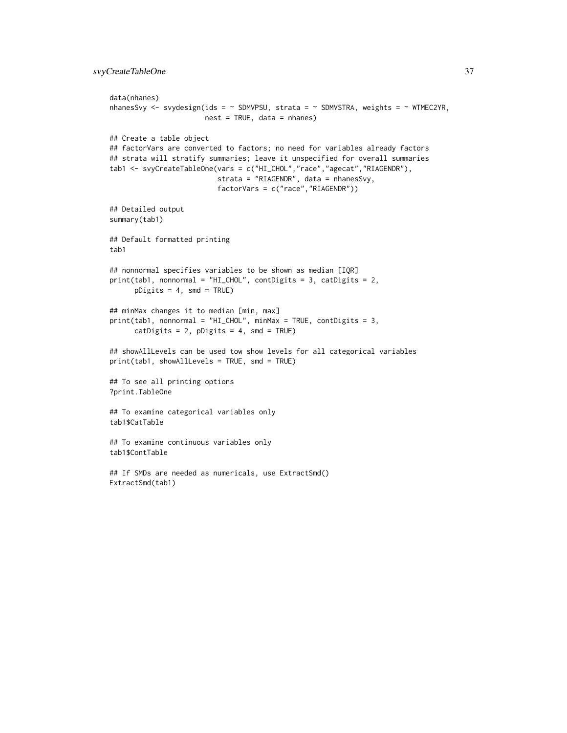```
data(nhanes)
nhanesSvy <- svydesign(ids = ~ SDMVPSU, strata = ~ SDMVSTRA, weights = ~ WTMEC2YR,
                       nest = TRUE, data = nhanes)

## Create a table object
## factorVars are converted to factors; no need for variables already factors
## strata will stratify summaries; leave it unspecified for overall summaries
tab1 <- svyCreateTableOne(vars = c("HI_CHOL","race","agecat","RIAGENDR"),
                          strata = "RIAGENDR", data = nhanesSvy,
                          factorVars = c("race","RIAGENDR"))

## Detailed output
summary(tab1)

## Default formatted printing
tab1

## nonnormal specifies variables to be shown as median [IQR]
print(tab1, nonnormal = "HI_CHOL", contDigits = 3, catDigits = 2,
      pDigits = 4, smd = TRUE)

## minMax changes it to median [min, max]
print(tab1, nonnormal = "HI_CHOL", minMax = TRUE, contDigits = 3,
      catDigits = 2, pDigits = 4, smd = TRUE)

## showAllLevels can be used tow show levels for all categorical variables
print(tab1, showAllLevels = TRUE, smd = TRUE)

## To see all printing options
?print.TableOne

## To examine categorical variables only
tab1$CatTable

## To examine continuous variables only
tab1$ContTable

## If SMDs are needed as numericals, use ExtractSmd()
ExtractSmd(tab1)
```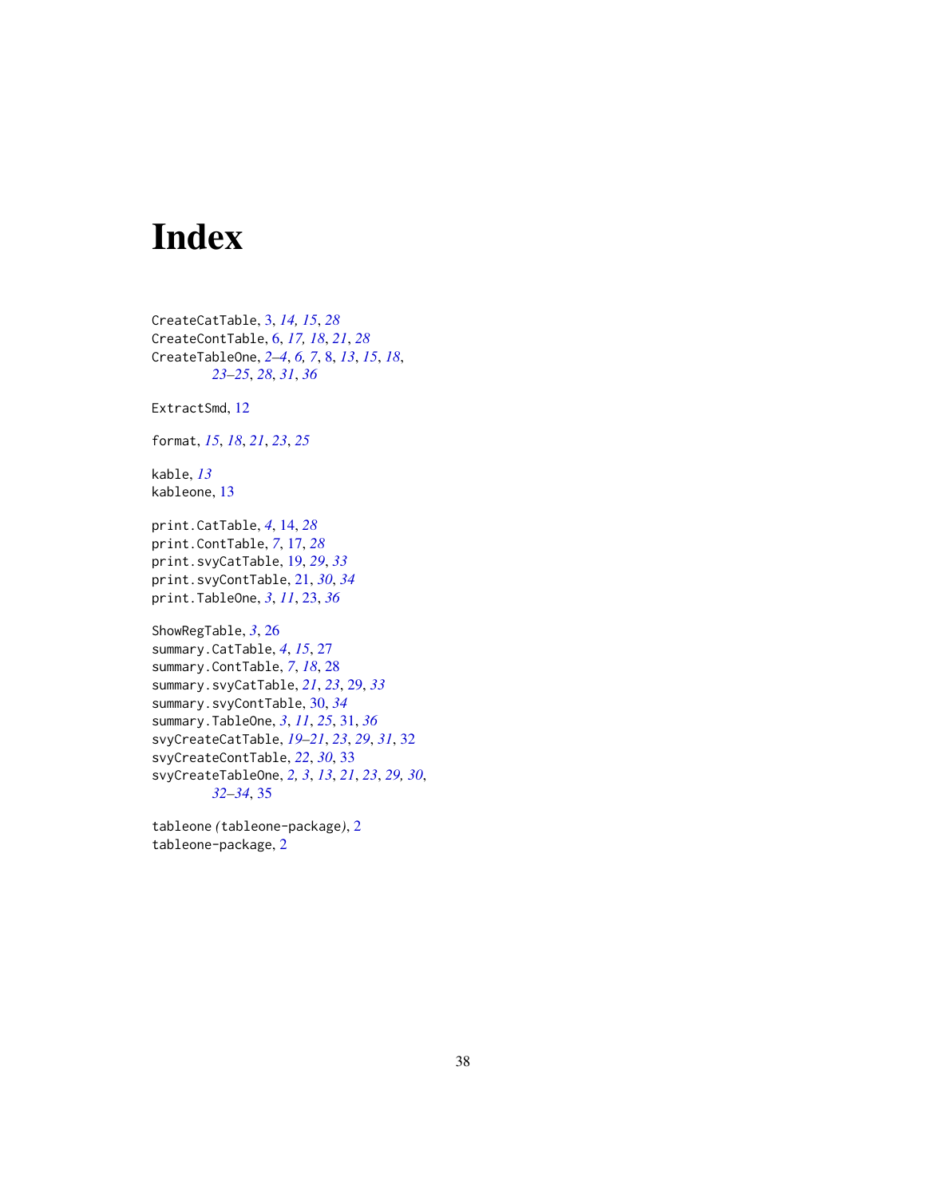# Index

CreateCatTable, 3, *14, 15*, *28*
CreateContTable, 6, *17, 18*, *21*, *28*
CreateTableOne, *2–4*, *6, 7*, 8, *13*, *15*, *18*, *23–25*, *28*, *31*, *36*

ExtractSmd, 12

format, *15*, *18*, *21*, *23*, *25*

kable, *13*
kableone, 13

print.CatTable, *4*, 14, *28*
print.ContTable, *7*, 17, *28*
print.svyCatTable, 19, *29*, *33*
print.svyContTable, 21, *30*, *34*
print.TableOne, *3*, *11*, 23, *36*

ShowRegTable, *3*, 26
summary.CatTable, *4*, *15*, 27
summary.ContTable, *7*, *18*, 28
summary.svyCatTable, *21*, *23*, 29, *33*
summary.svyContTable, 30, *34*
summary.TableOne, *3*, *11*, *25*, 31, *36*
svyCreateCatTable, *19–21*, *23*, *29*, *31*, 32
svyCreateContTable, *22*, *30*, 33
svyCreateTableOne, *2, 3*, *13*, *21*, *23*, *29, 30*, *32–34*, 35

tableone *(*tableone-package*)*, 2
tableone-package, 2